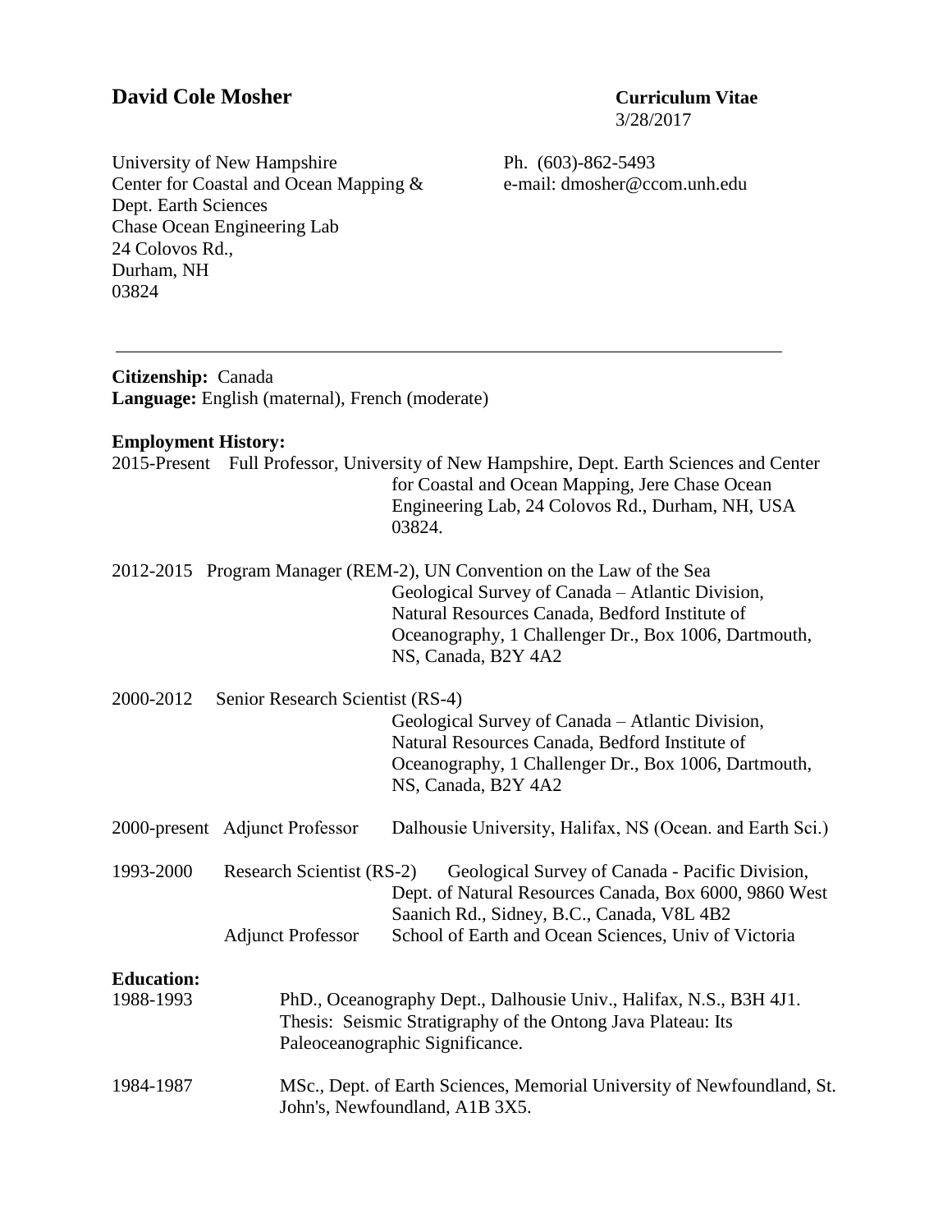# David Cole Mosher

**Curriculum Vitae**
3/28/2017

University of New Hampshire
Center for Coastal and Ocean Mapping &
Dept. Earth Sciences
Chase Ocean Engineering Lab
24 Colovos Rd.,
Durham, NH
03824

Ph. (603)-862-5493
e-mail: dmosher@ccom.unh.edu

---

**Citizenship:** Canada
**Language:** English (maternal), French (moderate)

**Employment History:**

2015-Present Full Professor, University of New Hampshire, Dept. Earth Sciences and Center for Coastal and Ocean Mapping, Jere Chase Ocean Engineering Lab, 24 Colovos Rd., Durham, NH, USA 03824.

2012-2015 Program Manager (REM-2), UN Convention on the Law of the Sea
Geological Survey of Canada – Atlantic Division, Natural Resources Canada, Bedford Institute of Oceanography, 1 Challenger Dr., Box 1006, Dartmouth, NS, Canada, B2Y 4A2

2000-2012 Senior Research Scientist (RS-4)
Geological Survey of Canada – Atlantic Division, Natural Resources Canada, Bedford Institute of Oceanography, 1 Challenger Dr., Box 1006, Dartmouth, NS, Canada, B2Y 4A2

2000-present Adjunct Professor Dalhousie University, Halifax, NS (Ocean. and Earth Sci.)

1993-2000 Research Scientist (RS-2) Geological Survey of Canada - Pacific Division, Dept. of Natural Resources Canada, Box 6000, 9860 West Saanich Rd., Sidney, B.C., Canada, V8L 4B2
Adjunct Professor School of Earth and Ocean Sciences, Univ of Victoria

**Education:**

1988-1993 PhD., Oceanography Dept., Dalhousie Univ., Halifax, N.S., B3H 4J1.
Thesis: Seismic Stratigraphy of the Ontong Java Plateau: Its Paleoceanographic Significance.

1984-1987 MSc., Dept. of Earth Sciences, Memorial University of Newfoundland, St. John's, Newfoundland, A1B 3X5.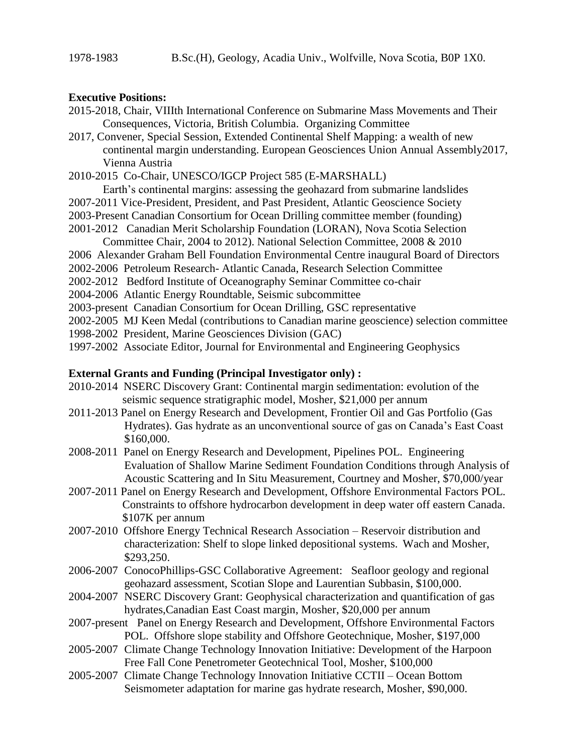1978-1983 B.Sc.(H), Geology, Acadia Univ., Wolfville, Nova Scotia, B0P 1X0.

**Executive Positions:**

2015-2018, Chair, VIIIth International Conference on Submarine Mass Movements and Their Consequences, Victoria, British Columbia. Organizing Committee

2017, Convener, Special Session, Extended Continental Shelf Mapping: a wealth of new continental margin understanding. European Geosciences Union Annual Assembly2017, Vienna Austria

2010-2015 Co-Chair, UNESCO/IGCP Project 585 (E-MARSHALL) Earth's continental margins: assessing the geohazard from submarine landslides

2007-2011 Vice-President, President, and Past President, Atlantic Geoscience Society

2003-Present Canadian Consortium for Ocean Drilling committee member (founding)

2001-2012 Canadian Merit Scholarship Foundation (LORAN), Nova Scotia Selection Committee Chair, 2004 to 2012). National Selection Committee, 2008 & 2010

2006 Alexander Graham Bell Foundation Environmental Centre inaugural Board of Directors

2002-2006 Petroleum Research- Atlantic Canada, Research Selection Committee

2002-2012 Bedford Institute of Oceanography Seminar Committee co-chair

2004-2006 Atlantic Energy Roundtable, Seismic subcommittee

2003-present Canadian Consortium for Ocean Drilling, GSC representative

2002-2005 MJ Keen Medal (contributions to Canadian marine geoscience) selection committee

1998-2002 President, Marine Geosciences Division (GAC)

1997-2002 Associate Editor, Journal for Environmental and Engineering Geophysics

**External Grants and Funding (Principal Investigator only) :**

2010-2014 NSERC Discovery Grant: Continental margin sedimentation: evolution of the seismic sequence stratigraphic model, Mosher, $21,000 per annum

2011-2013 Panel on Energy Research and Development, Frontier Oil and Gas Portfolio (Gas Hydrates). Gas hydrate as an unconventional source of gas on Canada's East Coast $160,000.

2008-2011 Panel on Energy Research and Development, Pipelines POL. Engineering Evaluation of Shallow Marine Sediment Foundation Conditions through Analysis of Acoustic Scattering and In Situ Measurement, Courtney and Mosher, $70,000/year

2007-2011 Panel on Energy Research and Development, Offshore Environmental Factors POL. Constraints to offshore hydrocarbon development in deep water off eastern Canada. $107K per annum

2007-2010 Offshore Energy Technical Research Association – Reservoir distribution and characterization: Shelf to slope linked depositional systems. Wach and Mosher, $293,250.

2006-2007 ConocoPhillips-GSC Collaborative Agreement: Seafloor geology and regional geohazard assessment, Scotian Slope and Laurentian Subbasin, $100,000.

2004-2007 NSERC Discovery Grant: Geophysical characterization and quantification of gas hydrates,Canadian East Coast margin, Mosher, $20,000 per annum

2007-present Panel on Energy Research and Development, Offshore Environmental Factors POL. Offshore slope stability and Offshore Geotechnique, Mosher, $197,000

2005-2007 Climate Change Technology Innovation Initiative: Development of the Harpoon Free Fall Cone Penetrometer Geotechnical Tool, Mosher, $100,000

2005-2007 Climate Change Technology Innovation Initiative CCTII – Ocean Bottom Seismometer adaptation for marine gas hydrate research, Mosher, $90,000.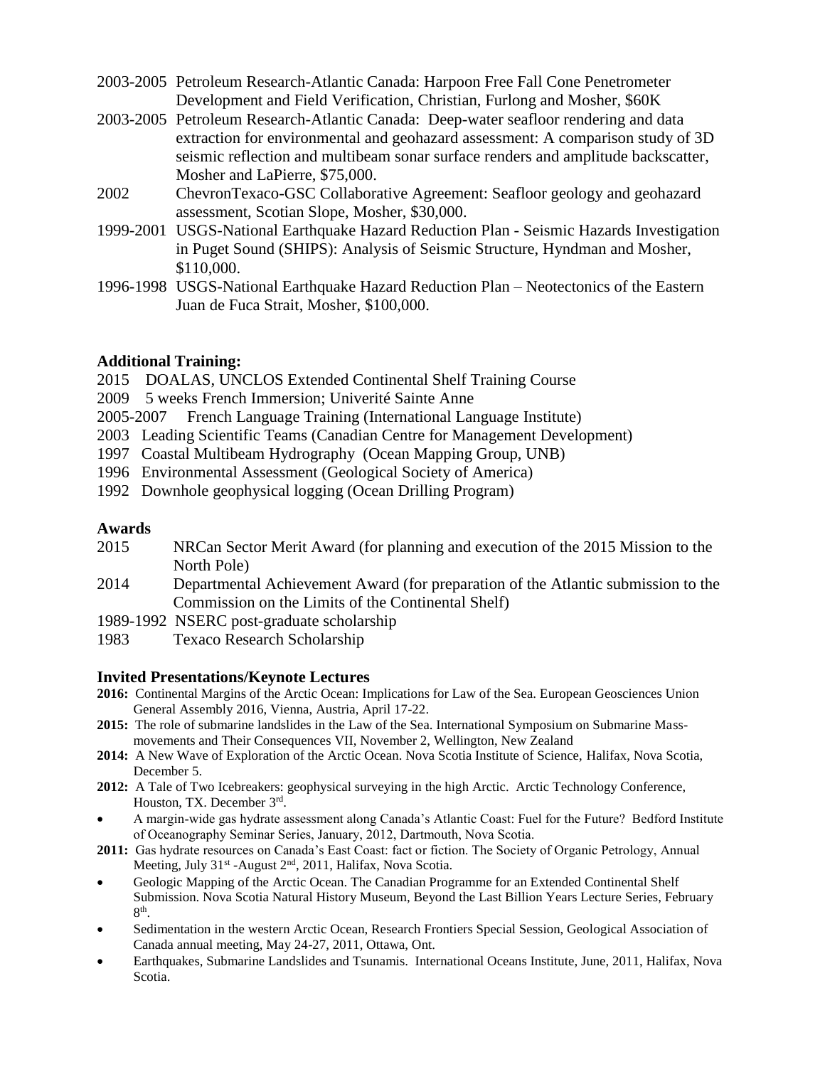2003-2005 Petroleum Research-Atlantic Canada: Harpoon Free Fall Cone Penetrometer Development and Field Verification, Christian, Furlong and Mosher, $60K

2003-2005 Petroleum Research-Atlantic Canada: Deep-water seafloor rendering and data extraction for environmental and geohazard assessment: A comparison study of 3D seismic reflection and multibeam sonar surface renders and amplitude backscatter, Mosher and LaPierre, $75,000.

2002 ChevronTexaco-GSC Collaborative Agreement: Seafloor geology and geohazard assessment, Scotian Slope, Mosher, $30,000.

1999-2001 USGS-National Earthquake Hazard Reduction Plan - Seismic Hazards Investigation in Puget Sound (SHIPS): Analysis of Seismic Structure, Hyndman and Mosher, $110,000.

1996-1998 USGS-National Earthquake Hazard Reduction Plan – Neotectonics of the Eastern Juan de Fuca Strait, Mosher, $100,000.

**Additional Training:**

2015 DOALAS, UNCLOS Extended Continental Shelf Training Course
2009 5 weeks French Immersion; Univerité Sainte Anne
2005-2007 French Language Training (International Language Institute)
2003 Leading Scientific Teams (Canadian Centre for Management Development)
1997 Coastal Multibeam Hydrography (Ocean Mapping Group, UNB)
1996 Environmental Assessment (Geological Society of America)
1992 Downhole geophysical logging (Ocean Drilling Program)

**Awards**

2015 NRCan Sector Merit Award (for planning and execution of the 2015 Mission to the North Pole)
2014 Departmental Achievement Award (for preparation of the Atlantic submission to the Commission on the Limits of the Continental Shelf)
1989-1992 NSERC post-graduate scholarship
1983 Texaco Research Scholarship

**Invited Presentations/Keynote Lectures**

**2016:** Continental Margins of the Arctic Ocean: Implications for Law of the Sea. European Geosciences Union General Assembly 2016, Vienna, Austria, April 17-22.

**2015:** The role of submarine landslides in the Law of the Sea. International Symposium on Submarine Mass-movements and Their Consequences VII, November 2, Wellington, New Zealand

**2014:** A New Wave of Exploration of the Arctic Ocean. Nova Scotia Institute of Science, Halifax, Nova Scotia, December 5.

**2012:** A Tale of Two Icebreakers: geophysical surveying in the high Arctic. Arctic Technology Conference, Houston, TX. December 3rd.

- A margin-wide gas hydrate assessment along Canada's Atlantic Coast: Fuel for the Future? Bedford Institute of Oceanography Seminar Series, January, 2012, Dartmouth, Nova Scotia.

**2011:** Gas hydrate resources on Canada's East Coast: fact or fiction. The Society of Organic Petrology, Annual Meeting, July 31st -August 2nd, 2011, Halifax, Nova Scotia.

- Geologic Mapping of the Arctic Ocean. The Canadian Programme for an Extended Continental Shelf Submission. Nova Scotia Natural History Museum, Beyond the Last Billion Years Lecture Series, February 8th.
- Sedimentation in the western Arctic Ocean, Research Frontiers Special Session, Geological Association of Canada annual meeting, May 24-27, 2011, Ottawa, Ont.
- Earthquakes, Submarine Landslides and Tsunamis. International Oceans Institute, June, 2011, Halifax, Nova Scotia.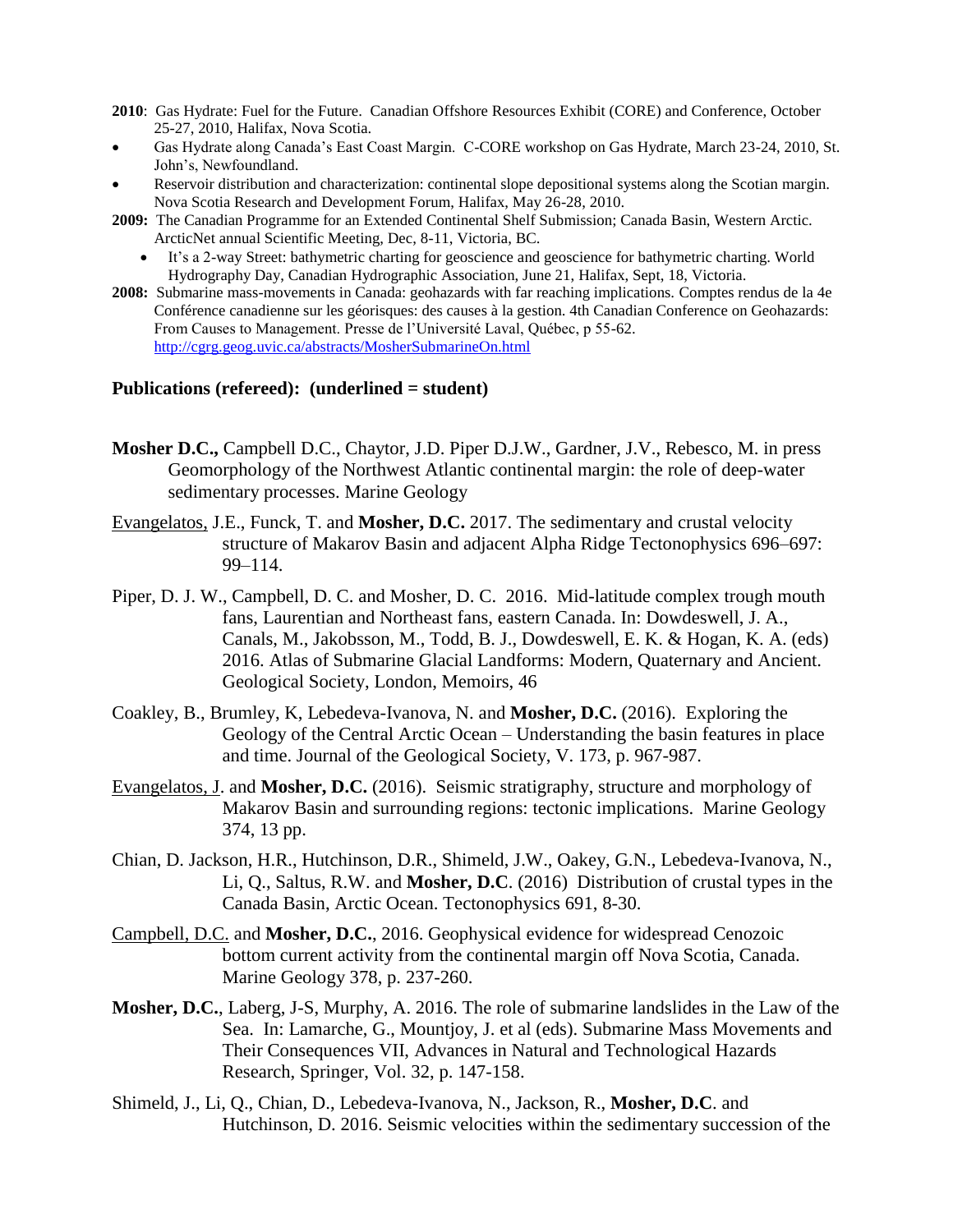**2010**: Gas Hydrate: Fuel for the Future. Canadian Offshore Resources Exhibit (CORE) and Conference, October 25-27, 2010, Halifax, Nova Scotia.

- Gas Hydrate along Canada's East Coast Margin. C-CORE workshop on Gas Hydrate, March 23-24, 2010, St. John's, Newfoundland.
- Reservoir distribution and characterization: continental slope depositional systems along the Scotian margin. Nova Scotia Research and Development Forum, Halifax, May 26-28, 2010.

**2009:** The Canadian Programme for an Extended Continental Shelf Submission; Canada Basin, Western Arctic. ArcticNet annual Scientific Meeting, Dec, 8-11, Victoria, BC.

- It's a 2-way Street: bathymetric charting for geoscience and geoscience for bathymetric charting. World Hydrography Day, Canadian Hydrographic Association, June 21, Halifax, Sept, 18, Victoria.

**2008:** Submarine mass-movements in Canada: geohazards with far reaching implications. Comptes rendus de la 4e Conférence canadienne sur les géorisques: des causes à la gestion. 4th Canadian Conference on Geohazards: From Causes to Management. Presse de l'Université Laval, Québec, p 55-62. [http://cgrg.geog.uvic.ca/abstracts/MosherSubmarineOn.html](http://cgrg.geog.uvic.ca/abstracts/MosherSubmarineOn.html)

### Publications (refereed): (underlined = student)

**Mosher D.C.,** Campbell D.C., Chaytor, J.D. Piper D.J.W., Gardner, J.V., Rebesco, M. in press Geomorphology of the Northwest Atlantic continental margin: the role of deep-water sedimentary processes. Marine Geology

Evangelatos, J.E., Funck, T. and **Mosher, D.C.** 2017. The sedimentary and crustal velocity structure of Makarov Basin and adjacent Alpha Ridge Tectonophysics 696–697: 99–114.

Piper, D. J. W., Campbell, D. C. and Mosher, D. C. 2016. Mid-latitude complex trough mouth fans, Laurentian and Northeast fans, eastern Canada. In: Dowdeswell, J. A., Canals, M., Jakobsson, M., Todd, B. J., Dowdeswell, E. K. & Hogan, K. A. (eds) 2016. Atlas of Submarine Glacial Landforms: Modern, Quaternary and Ancient. Geological Society, London, Memoirs, 46

Coakley, B., Brumley, K, Lebedeva-Ivanova, N. and **Mosher, D.C.** (2016). Exploring the Geology of the Central Arctic Ocean – Understanding the basin features in place and time. Journal of the Geological Society, V. 173, p. 967-987.

Evangelatos, J. and **Mosher, D.C.** (2016). Seismic stratigraphy, structure and morphology of Makarov Basin and surrounding regions: tectonic implications. Marine Geology 374, 13 pp.

Chian, D. Jackson, H.R., Hutchinson, D.R., Shimeld, J.W., Oakey, G.N., Lebedeva-Ivanova, N., Li, Q., Saltus, R.W. and **Mosher, D.C**. (2016) Distribution of crustal types in the Canada Basin, Arctic Ocean. Tectonophysics 691, 8-30.

Campbell, D.C. and **Mosher, D.C.**, 2016. Geophysical evidence for widespread Cenozoic bottom current activity from the continental margin off Nova Scotia, Canada. Marine Geology 378, p. 237-260.

**Mosher, D.C.**, Laberg, J-S, Murphy, A. 2016. The role of submarine landslides in the Law of the Sea. In: Lamarche, G., Mountjoy, J. et al (eds). Submarine Mass Movements and Their Consequences VII, Advances in Natural and Technological Hazards Research, Springer, Vol. 32, p. 147-158.

Shimeld, J., Li, Q., Chian, D., Lebedeva-Ivanova, N., Jackson, R., **Mosher, D.C**. and Hutchinson, D. 2016. Seismic velocities within the sedimentary succession of the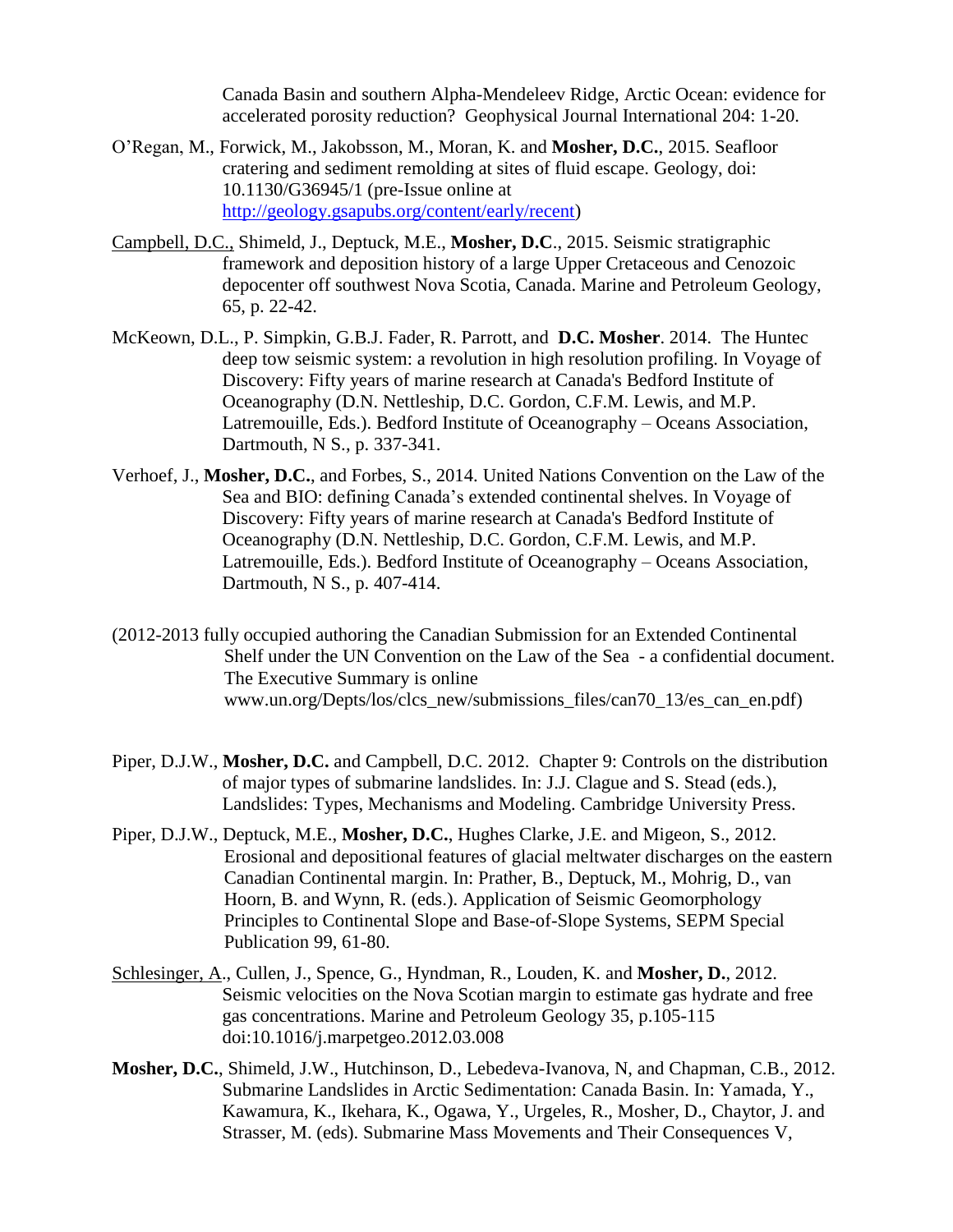Canada Basin and southern Alpha-Mendeleev Ridge, Arctic Ocean: evidence for accelerated porosity reduction? Geophysical Journal International 204: 1-20.

O'Regan, M., Forwick, M., Jakobsson, M., Moran, K. and **Mosher, D.C.**, 2015. Seafloor cratering and sediment remolding at sites of fluid escape. Geology, doi: 10.1130/G36945/1 (pre-Issue online at http://geology.gsapubs.org/content/early/recent)

Campbell, D.C., Shimeld, J., Deptuck, M.E., **Mosher, D.C**., 2015. Seismic stratigraphic framework and deposition history of a large Upper Cretaceous and Cenozoic depocenter off southwest Nova Scotia, Canada. Marine and Petroleum Geology, 65, p. 22-42.

McKeown, D.L., P. Simpkin, G.B.J. Fader, R. Parrott, and **D.C. Mosher**. 2014. The Huntec deep tow seismic system: a revolution in high resolution profiling. In Voyage of Discovery: Fifty years of marine research at Canada's Bedford Institute of Oceanography (D.N. Nettleship, D.C. Gordon, C.F.M. Lewis, and M.P. Latremouille, Eds.). Bedford Institute of Oceanography – Oceans Association, Dartmouth, N S., p. 337-341.

Verhoef, J., **Mosher, D.C.**, and Forbes, S., 2014. United Nations Convention on the Law of the Sea and BIO: defining Canada's extended continental shelves. In Voyage of Discovery: Fifty years of marine research at Canada's Bedford Institute of Oceanography (D.N. Nettleship, D.C. Gordon, C.F.M. Lewis, and M.P. Latremouille, Eds.). Bedford Institute of Oceanography – Oceans Association, Dartmouth, N S., p. 407-414.

(2012-2013 fully occupied authoring the Canadian Submission for an Extended Continental Shelf under the UN Convention on the Law of the Sea - a confidential document. The Executive Summary is online www.un.org/Depts/los/clcs_new/submissions_files/can70_13/es_can_en.pdf)

Piper, D.J.W., **Mosher, D.C.** and Campbell, D.C. 2012. Chapter 9: Controls on the distribution of major types of submarine landslides. In: J.J. Clague and S. Stead (eds.), Landslides: Types, Mechanisms and Modeling. Cambridge University Press.

Piper, D.J.W., Deptuck, M.E., **Mosher, D.C.**, Hughes Clarke, J.E. and Migeon, S., 2012. Erosional and depositional features of glacial meltwater discharges on the eastern Canadian Continental margin. In: Prather, B., Deptuck, M., Mohrig, D., van Hoorn, B. and Wynn, R. (eds.). Application of Seismic Geomorphology Principles to Continental Slope and Base-of-Slope Systems, SEPM Special Publication 99, 61-80.

Schlesinger, A., Cullen, J., Spence, G., Hyndman, R., Louden, K. and **Mosher, D.**, 2012. Seismic velocities on the Nova Scotian margin to estimate gas hydrate and free gas concentrations. Marine and Petroleum Geology 35, p.105-115 doi:10.1016/j.marpetgeo.2012.03.008

**Mosher, D.C.**, Shimeld, J.W., Hutchinson, D., Lebedeva-Ivanova, N, and Chapman, C.B., 2012. Submarine Landslides in Arctic Sedimentation: Canada Basin. In: Yamada, Y., Kawamura, K., Ikehara, K., Ogawa, Y., Urgeles, R., Mosher, D., Chaytor, J. and Strasser, M. (eds). Submarine Mass Movements and Their Consequences V,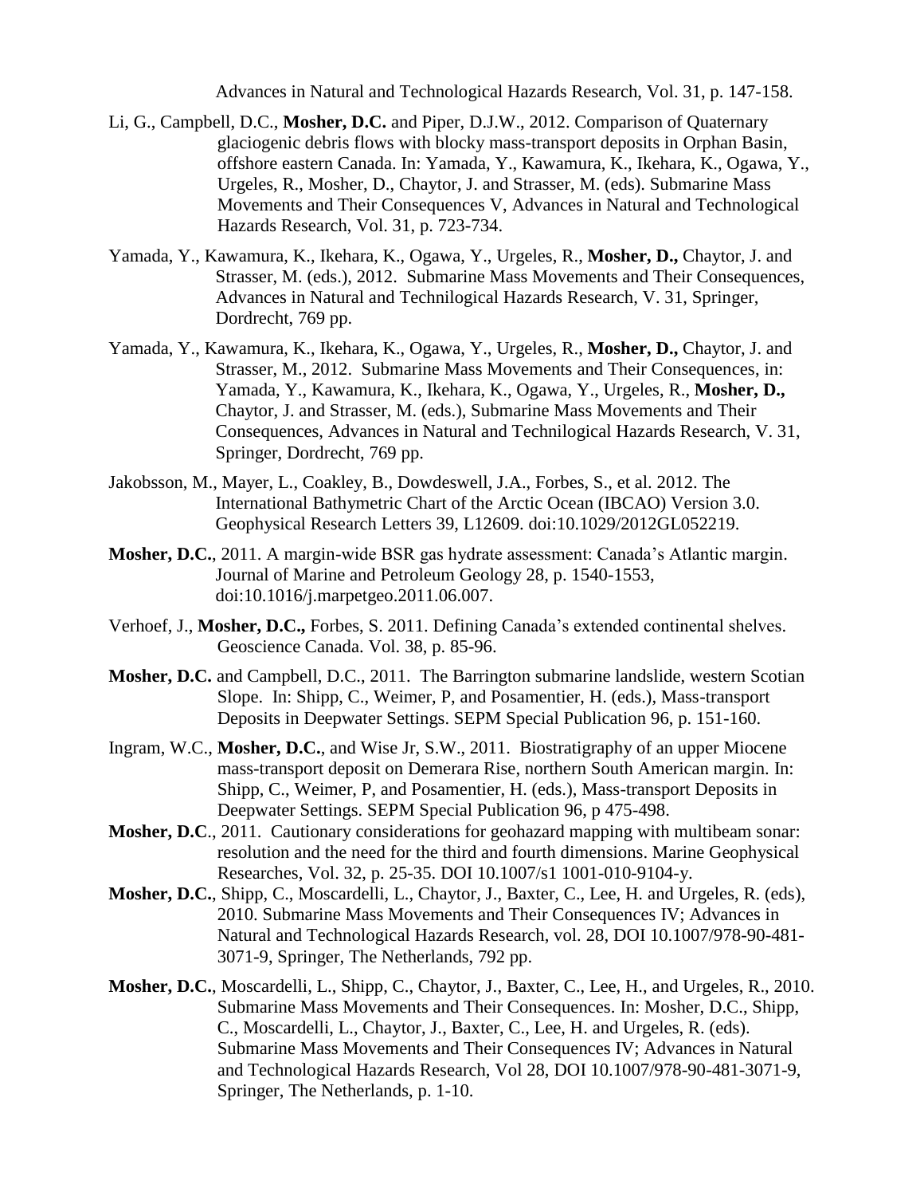Advances in Natural and Technological Hazards Research, Vol. 31, p. 147-158.

Li, G., Campbell, D.C., **Mosher, D.C.** and Piper, D.J.W., 2012. Comparison of Quaternary glaciogenic debris flows with blocky mass-transport deposits in Orphan Basin, offshore eastern Canada. In: Yamada, Y., Kawamura, K., Ikehara, K., Ogawa, Y., Urgeles, R., Mosher, D., Chaytor, J. and Strasser, M. (eds). Submarine Mass Movements and Their Consequences V, Advances in Natural and Technological Hazards Research, Vol. 31, p. 723-734.

Yamada, Y., Kawamura, K., Ikehara, K., Ogawa, Y., Urgeles, R., **Mosher, D.,** Chaytor, J. and Strasser, M. (eds.), 2012. Submarine Mass Movements and Their Consequences, Advances in Natural and Technilogical Hazards Research, V. 31, Springer, Dordrecht, 769 pp.

Yamada, Y., Kawamura, K., Ikehara, K., Ogawa, Y., Urgeles, R., **Mosher, D.,** Chaytor, J. and Strasser, M., 2012. Submarine Mass Movements and Their Consequences, in: Yamada, Y., Kawamura, K., Ikehara, K., Ogawa, Y., Urgeles, R., **Mosher, D.,** Chaytor, J. and Strasser, M. (eds.), Submarine Mass Movements and Their Consequences, Advances in Natural and Technilogical Hazards Research, V. 31, Springer, Dordrecht, 769 pp.

Jakobsson, M., Mayer, L., Coakley, B., Dowdeswell, J.A., Forbes, S., et al. 2012. The International Bathymetric Chart of the Arctic Ocean (IBCAO) Version 3.0. Geophysical Research Letters 39, L12609. doi:10.1029/2012GL052219.

**Mosher, D.C.**, 2011. A margin-wide BSR gas hydrate assessment: Canada's Atlantic margin. Journal of Marine and Petroleum Geology 28, p. 1540-1553, doi:10.1016/j.marpetgeo.2011.06.007.

Verhoef, J., **Mosher, D.C.,** Forbes, S. 2011. Defining Canada's extended continental shelves. Geoscience Canada. Vol. 38, p. 85-96.

**Mosher, D.C.** and Campbell, D.C., 2011. The Barrington submarine landslide, western Scotian Slope. In: Shipp, C., Weimer, P, and Posamentier, H. (eds.), Mass-transport Deposits in Deepwater Settings. SEPM Special Publication 96, p. 151-160.

Ingram, W.C., **Mosher, D.C.**, and Wise Jr, S.W., 2011. Biostratigraphy of an upper Miocene mass-transport deposit on Demerara Rise, northern South American margin. In: Shipp, C., Weimer, P, and Posamentier, H. (eds.), Mass-transport Deposits in Deepwater Settings. SEPM Special Publication 96, p 475-498.

**Mosher, D.C**., 2011. Cautionary considerations for geohazard mapping with multibeam sonar: resolution and the need for the third and fourth dimensions. Marine Geophysical Researches, Vol. 32, p. 25-35. DOI 10.1007/s1 1001-010-9104-y.

**Mosher, D.C.**, Shipp, C., Moscardelli, L., Chaytor, J., Baxter, C., Lee, H. and Urgeles, R. (eds), 2010. Submarine Mass Movements and Their Consequences IV; Advances in Natural and Technological Hazards Research, vol. 28, DOI 10.1007/978-90-481-3071-9, Springer, The Netherlands, 792 pp.

**Mosher, D.C.**, Moscardelli, L., Shipp, C., Chaytor, J., Baxter, C., Lee, H., and Urgeles, R., 2010. Submarine Mass Movements and Their Consequences. In: Mosher, D.C., Shipp, C., Moscardelli, L., Chaytor, J., Baxter, C., Lee, H. and Urgeles, R. (eds). Submarine Mass Movements and Their Consequences IV; Advances in Natural and Technological Hazards Research, Vol 28, DOI 10.1007/978-90-481-3071-9, Springer, The Netherlands, p. 1-10.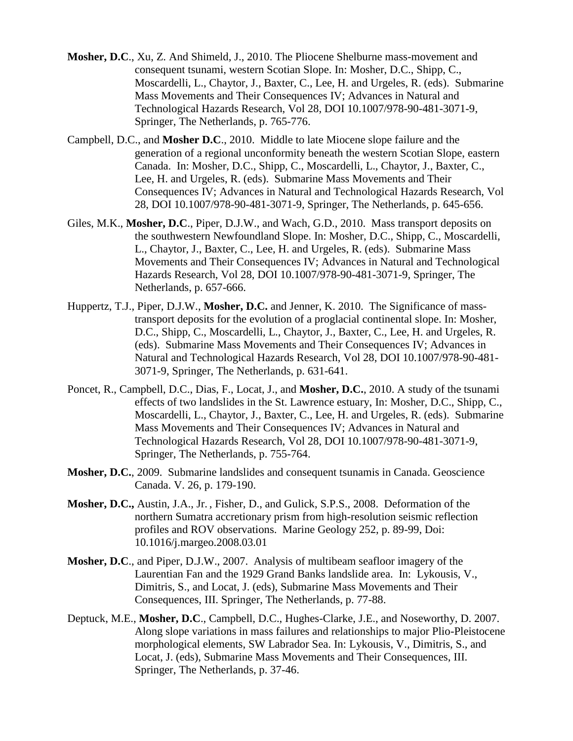**Mosher, D.C**., Xu, Z. And Shimeld, J., 2010. The Pliocene Shelburne mass-movement and consequent tsunami, western Scotian Slope. In: Mosher, D.C., Shipp, C., Moscardelli, L., Chaytor, J., Baxter, C., Lee, H. and Urgeles, R. (eds). Submarine Mass Movements and Their Consequences IV; Advances in Natural and Technological Hazards Research, Vol 28, DOI 10.1007/978-90-481-3071-9, Springer, The Netherlands, p. 765-776.

Campbell, D.C., and **Mosher D.C**., 2010. Middle to late Miocene slope failure and the generation of a regional unconformity beneath the western Scotian Slope, eastern Canada. In: Mosher, D.C., Shipp, C., Moscardelli, L., Chaytor, J., Baxter, C., Lee, H. and Urgeles, R. (eds). Submarine Mass Movements and Their Consequences IV; Advances in Natural and Technological Hazards Research, Vol 28, DOI 10.1007/978-90-481-3071-9, Springer, The Netherlands, p. 645-656.

Giles, M.K., **Mosher, D.C**., Piper, D.J.W., and Wach, G.D., 2010. Mass transport deposits on the southwestern Newfoundland Slope. In: Mosher, D.C., Shipp, C., Moscardelli, L., Chaytor, J., Baxter, C., Lee, H. and Urgeles, R. (eds). Submarine Mass Movements and Their Consequences IV; Advances in Natural and Technological Hazards Research, Vol 28, DOI 10.1007/978-90-481-3071-9, Springer, The Netherlands, p. 657-666.

Huppertz, T.J., Piper, D.J.W., **Mosher, D.C.** and Jenner, K. 2010. The Significance of mass-transport deposits for the evolution of a proglacial continental slope. In: Mosher, D.C., Shipp, C., Moscardelli, L., Chaytor, J., Baxter, C., Lee, H. and Urgeles, R. (eds). Submarine Mass Movements and Their Consequences IV; Advances in Natural and Technological Hazards Research, Vol 28, DOI 10.1007/978-90-481-3071-9, Springer, The Netherlands, p. 631-641.

Poncet, R., Campbell, D.C., Dias, F., Locat, J., and **Mosher, D.C.**, 2010. A study of the tsunami effects of two landslides in the St. Lawrence estuary, In: Mosher, D.C., Shipp, C., Moscardelli, L., Chaytor, J., Baxter, C., Lee, H. and Urgeles, R. (eds). Submarine Mass Movements and Their Consequences IV; Advances in Natural and Technological Hazards Research, Vol 28, DOI 10.1007/978-90-481-3071-9, Springer, The Netherlands, p. 755-764.

**Mosher, D.C.**, 2009. Submarine landslides and consequent tsunamis in Canada. Geoscience Canada. V. 26, p. 179-190.

**Mosher, D.C.,** Austin, J.A., Jr. , Fisher, D., and Gulick, S.P.S., 2008. Deformation of the northern Sumatra accretionary prism from high-resolution seismic reflection profiles and ROV observations. Marine Geology 252, p. 89-99, Doi: 10.1016/j.margeo.2008.03.01

**Mosher, D.C**., and Piper, D.J.W., 2007. Analysis of multibeam seafloor imagery of the Laurentian Fan and the 1929 Grand Banks landslide area. In: Lykousis, V., Dimitris, S., and Locat, J. (eds), Submarine Mass Movements and Their Consequences, III. Springer, The Netherlands, p. 77-88.

Deptuck, M.E., **Mosher, D.C**., Campbell, D.C., Hughes-Clarke, J.E., and Noseworthy, D. 2007. Along slope variations in mass failures and relationships to major Plio-Pleistocene morphological elements, SW Labrador Sea. In: Lykousis, V., Dimitris, S., and Locat, J. (eds), Submarine Mass Movements and Their Consequences, III. Springer, The Netherlands, p. 37-46.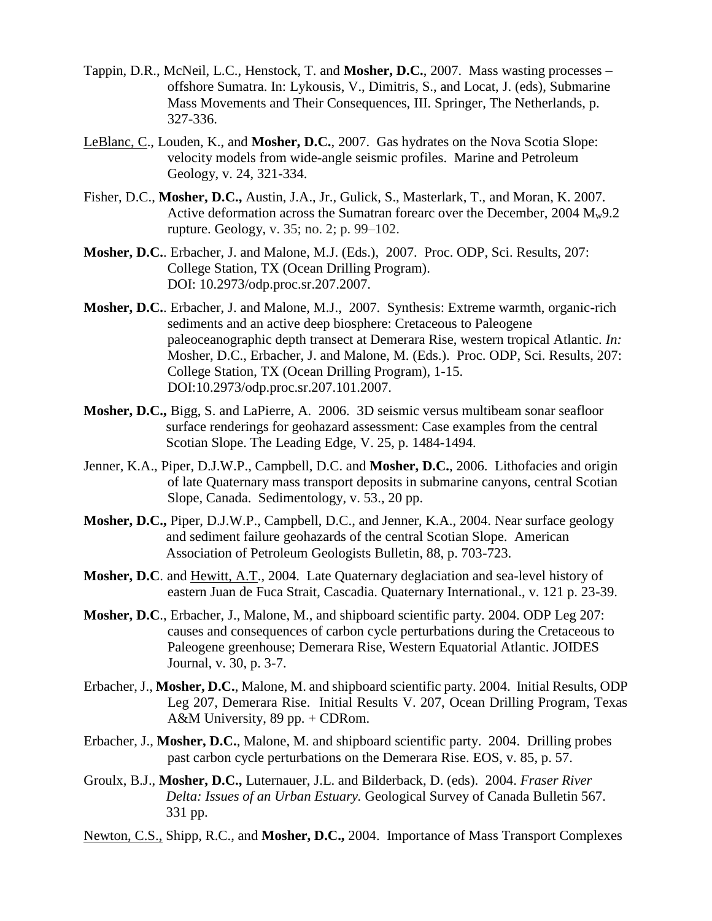Tappin, D.R., McNeil, L.C., Henstock, T. and **Mosher, D.C.**, 2007. Mass wasting processes – offshore Sumatra. In: Lykousis, V., Dimitris, S., and Locat, J. (eds), Submarine Mass Movements and Their Consequences, III. Springer, The Netherlands, p. 327-336.

<u>LeBlanc, C</u>., Louden, K., and **Mosher, D.C.**, 2007. Gas hydrates on the Nova Scotia Slope: velocity models from wide-angle seismic profiles. Marine and Petroleum Geology, v. 24, 321-334.

Fisher, D.C., **Mosher, D.C.,** Austin, J.A., Jr., Gulick, S., Masterlark, T., and Moran, K. 2007. Active deformation across the Sumatran forearc over the December, 2004 $M_w$9.2 rupture. Geology, v. 35; no. 2; p. 99–102.

**Mosher, D.C.**. Erbacher, J. and Malone, M.J. (Eds.), 2007. Proc. ODP, Sci. Results, 207: College Station, TX (Ocean Drilling Program). DOI: 10.2973/odp.proc.sr.207.2007.

**Mosher, D.C.**. Erbacher, J. and Malone, M.J., 2007. Synthesis: Extreme warmth, organic-rich sediments and an active deep biosphere: Cretaceous to Paleogene paleoceanographic depth transect at Demerara Rise, western tropical Atlantic. *In:* Mosher, D.C., Erbacher, J. and Malone, M. (Eds.). Proc. ODP, Sci. Results, 207: College Station, TX (Ocean Drilling Program), 1-15. DOI:10.2973/odp.proc.sr.207.101.2007.

**Mosher, D.C.,** Bigg, S. and LaPierre, A. 2006. 3D seismic versus multibeam sonar seafloor surface renderings for geohazard assessment: Case examples from the central Scotian Slope. The Leading Edge, V. 25, p. 1484-1494.

Jenner, K.A., Piper, D.J.W.P., Campbell, D.C. and **Mosher, D.C.**, 2006. Lithofacies and origin of late Quaternary mass transport deposits in submarine canyons, central Scotian Slope, Canada. Sedimentology, v. 53., 20 pp.

**Mosher, D.C.,** Piper, D.J.W.P., Campbell, D.C., and Jenner, K.A., 2004. Near surface geology and sediment failure geohazards of the central Scotian Slope. American Association of Petroleum Geologists Bulletin, 88, p. 703-723.

**Mosher, D.C**. and <u>Hewitt, A.T</u>., 2004. Late Quaternary deglaciation and sea-level history of eastern Juan de Fuca Strait, Cascadia. Quaternary International., v. 121 p. 23-39.

**Mosher, D.C**., Erbacher, J., Malone, M., and shipboard scientific party. 2004. ODP Leg 207: causes and consequences of carbon cycle perturbations during the Cretaceous to Paleogene greenhouse; Demerara Rise, Western Equatorial Atlantic. JOIDES Journal, v. 30, p. 3-7.

Erbacher, J., **Mosher, D.C.**, Malone, M. and shipboard scientific party. 2004. Initial Results, ODP Leg 207, Demerara Rise. Initial Results V. 207, Ocean Drilling Program, Texas A&M University, 89 pp. + CDRom.

Erbacher, J., **Mosher, D.C.**, Malone, M. and shipboard scientific party. 2004. Drilling probes past carbon cycle perturbations on the Demerara Rise. EOS, v. 85, p. 57.

Groulx, B.J., **Mosher, D.C.,** Luternauer, J.L. and Bilderback, D. (eds). 2004. *Fraser River Delta: Issues of an Urban Estuary.* Geological Survey of Canada Bulletin 567. 331 pp.

<u>Newton, C.S.,</u> Shipp, R.C., and **Mosher, D.C.,** 2004. Importance of Mass Transport Complexes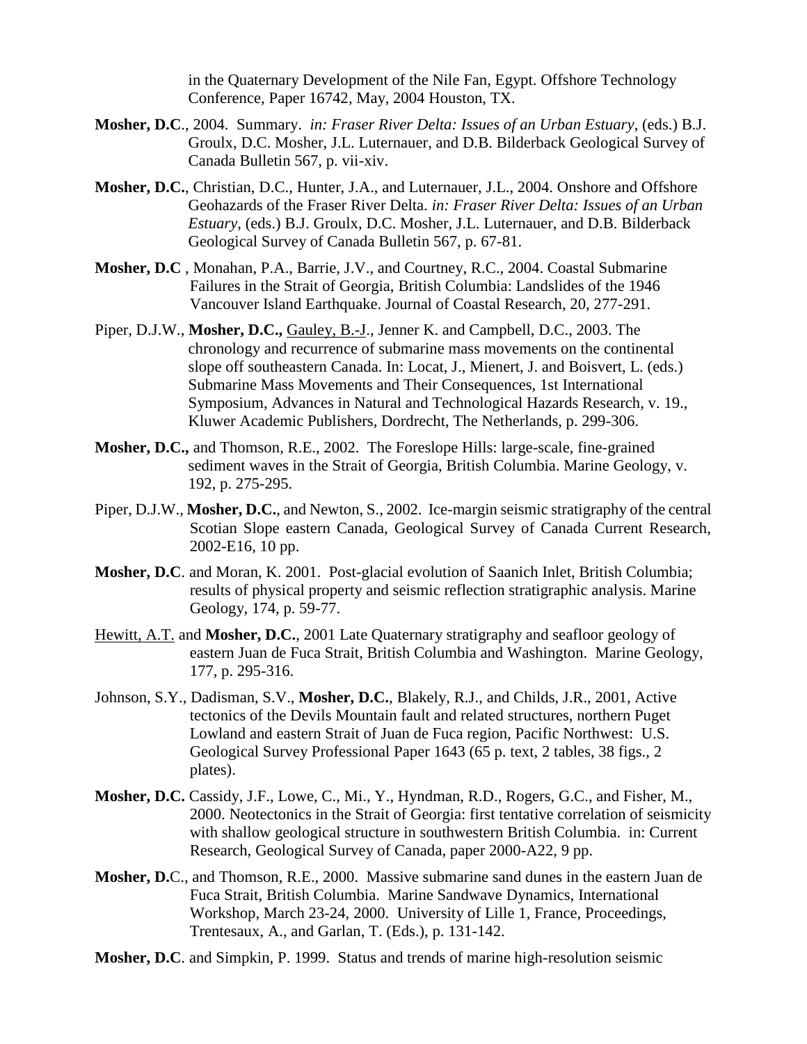in the Quaternary Development of the Nile Fan, Egypt. Offshore Technology Conference, Paper 16742, May, 2004 Houston, TX.

**Mosher, D.C**., 2004. Summary. *in: Fraser River Delta: Issues of an Urban Estuary*, (eds.) B.J. Groulx, D.C. Mosher, J.L. Luternauer, and D.B. Bilderback Geological Survey of Canada Bulletin 567, p. vii-xiv.

**Mosher, D.C.**, Christian, D.C., Hunter, J.A., and Luternauer, J.L., 2004. Onshore and Offshore Geohazards of the Fraser River Delta. *in: Fraser River Delta: Issues of an Urban Estuary*, (eds.) B.J. Groulx, D.C. Mosher, J.L. Luternauer, and D.B. Bilderback Geological Survey of Canada Bulletin 567, p. 67-81.

**Mosher, D.C** , Monahan, P.A., Barrie, J.V., and Courtney, R.C., 2004. Coastal Submarine Failures in the Strait of Georgia, British Columbia: Landslides of the 1946 Vancouver Island Earthquake. Journal of Coastal Research, 20, 277-291.

Piper, D.J.W., **Mosher, D.C.,** Gauley, B.-J., Jenner K. and Campbell, D.C., 2003. The chronology and recurrence of submarine mass movements on the continental slope off southeastern Canada. In: Locat, J., Mienert, J. and Boisvert, L. (eds.) Submarine Mass Movements and Their Consequences, 1st International Symposium, Advances in Natural and Technological Hazards Research, v. 19., Kluwer Academic Publishers, Dordrecht, The Netherlands, p. 299-306.

**Mosher, D.C.,** and Thomson, R.E., 2002. The Foreslope Hills: large-scale, fine-grained sediment waves in the Strait of Georgia, British Columbia. Marine Geology, v. 192, p. 275-295.

Piper, D.J.W., **Mosher, D.C.**, and Newton, S., 2002. Ice-margin seismic stratigraphy of the central Scotian Slope eastern Canada, Geological Survey of Canada Current Research, 2002-E16, 10 pp.

**Mosher, D.C**. and Moran, K. 2001. Post-glacial evolution of Saanich Inlet, British Columbia; results of physical property and seismic reflection stratigraphic analysis. Marine Geology, 174, p. 59-77.

Hewitt, A.T. and **Mosher, D.C.**, 2001 Late Quaternary stratigraphy and seafloor geology of eastern Juan de Fuca Strait, British Columbia and Washington. Marine Geology, 177, p. 295-316.

Johnson, S.Y., Dadisman, S.V., **Mosher, D.C.**, Blakely, R.J., and Childs, J.R., 2001, Active tectonics of the Devils Mountain fault and related structures, northern Puget Lowland and eastern Strait of Juan de Fuca region, Pacific Northwest: U.S. Geological Survey Professional Paper 1643 (65 p. text, 2 tables, 38 figs., 2 plates).

**Mosher, D.C.** Cassidy, J.F., Lowe, C., Mi., Y., Hyndman, R.D., Rogers, G.C., and Fisher, M., 2000. Neotectonics in the Strait of Georgia: first tentative correlation of seismicity with shallow geological structure in southwestern British Columbia. in: Current Research, Geological Survey of Canada, paper 2000-A22, 9 pp.

**Mosher, D.**C., and Thomson, R.E., 2000. Massive submarine sand dunes in the eastern Juan de Fuca Strait, British Columbia. Marine Sandwave Dynamics, International Workshop, March 23-24, 2000. University of Lille 1, France, Proceedings, Trentesaux, A., and Garlan, T. (Eds.), p. 131-142.

**Mosher, D.C**. and Simpkin, P. 1999. Status and trends of marine high-resolution seismic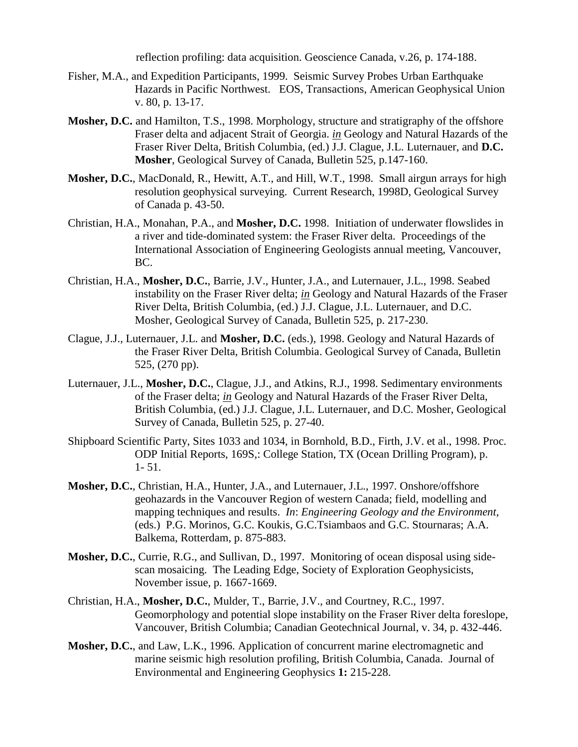reflection profiling: data acquisition. Geoscience Canada, v.26, p. 174-188.

Fisher, M.A., and Expedition Participants, 1999. Seismic Survey Probes Urban Earthquake Hazards in Pacific Northwest. EOS, Transactions, American Geophysical Union v. 80, p. 13-17.

**Mosher, D.C.** and Hamilton, T.S., 1998. Morphology, structure and stratigraphy of the offshore Fraser delta and adjacent Strait of Georgia. _in_ Geology and Natural Hazards of the Fraser River Delta, British Columbia, (ed.) J.J. Clague, J.L. Luternauer, and **D.C. Mosher**, Geological Survey of Canada, Bulletin 525, p.147-160.

**Mosher, D.C.**, MacDonald, R., Hewitt, A.T., and Hill, W.T., 1998. Small airgun arrays for high resolution geophysical surveying. Current Research, 1998D, Geological Survey of Canada p. 43-50.

Christian, H.A., Monahan, P.A., and **Mosher, D.C.** 1998. Initiation of underwater flowslides in a river and tide-dominated system: the Fraser River delta. Proceedings of the International Association of Engineering Geologists annual meeting, Vancouver, BC.

Christian, H.A., **Mosher, D.C.**, Barrie, J.V., Hunter, J.A., and Luternauer, J.L., 1998. Seabed instability on the Fraser River delta; _in_ Geology and Natural Hazards of the Fraser River Delta, British Columbia, (ed.) J.J. Clague, J.L. Luternauer, and D.C. Mosher, Geological Survey of Canada, Bulletin 525, p. 217-230.

Clague, J.J., Luternauer, J.L. and **Mosher, D.C.** (eds.), 1998. Geology and Natural Hazards of the Fraser River Delta, British Columbia. Geological Survey of Canada, Bulletin 525, (270 pp).

Luternauer, J.L., **Mosher, D.C.**, Clague, J.J., and Atkins, R.J., 1998. Sedimentary environments of the Fraser delta; _in_ Geology and Natural Hazards of the Fraser River Delta, British Columbia, (ed.) J.J. Clague, J.L. Luternauer, and D.C. Mosher, Geological Survey of Canada, Bulletin 525, p. 27-40.

Shipboard Scientific Party, Sites 1033 and 1034, in Bornhold, B.D., Firth, J.V. et al., 1998. Proc. ODP Initial Reports, 169S,: College Station, TX (Ocean Drilling Program), p. 1- 51.

**Mosher, D.C.**, Christian, H.A., Hunter, J.A., and Luternauer, J.L., 1997. Onshore/offshore geohazards in the Vancouver Region of western Canada; field, modelling and mapping techniques and results. *In*: *Engineering Geology and the Environment,* (eds.) P.G. Morinos, G.C. Koukis, G.C.Tsiambaos and G.C. Stournaras; A.A. Balkema, Rotterdam, p. 875-883.

**Mosher, D.C.**, Currie, R.G., and Sullivan, D., 1997. Monitoring of ocean disposal using side-scan mosaicing. The Leading Edge, Society of Exploration Geophysicists, November issue, p. 1667-1669.

Christian, H.A., **Mosher, D.C.**, Mulder, T., Barrie, J.V., and Courtney, R.C., 1997. Geomorphology and potential slope instability on the Fraser River delta foreslope, Vancouver, British Columbia; Canadian Geotechnical Journal, v. 34, p. 432-446.

**Mosher, D.C.**, and Law, L.K., 1996. Application of concurrent marine electromagnetic and marine seismic high resolution profiling, British Columbia, Canada. Journal of Environmental and Engineering Geophysics **1:** 215-228.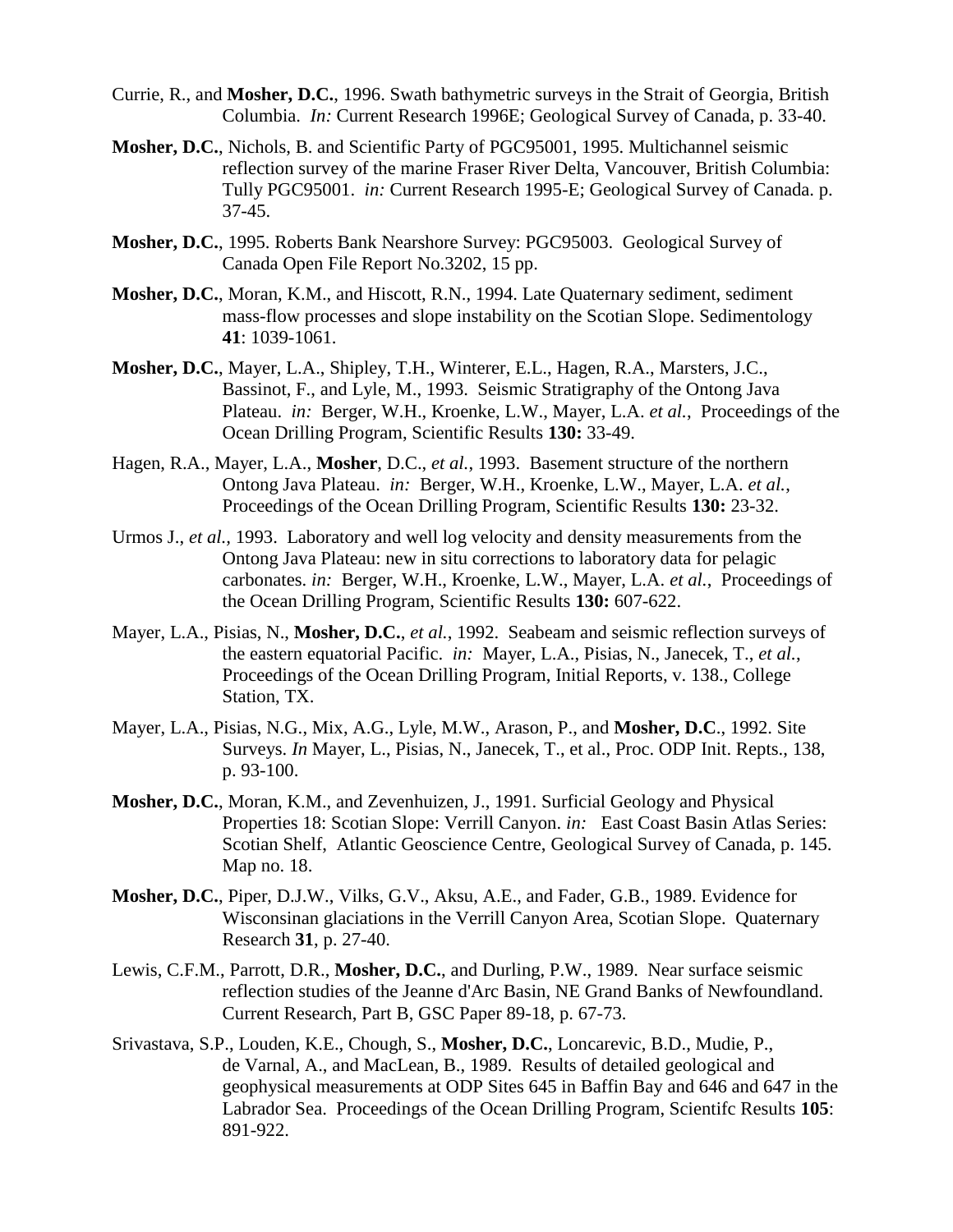Currie, R., and **Mosher, D.C.**, 1996. Swath bathymetric surveys in the Strait of Georgia, British Columbia. *In:* Current Research 1996E; Geological Survey of Canada, p. 33-40.

**Mosher, D.C.**, Nichols, B. and Scientific Party of PGC95001, 1995. Multichannel seismic reflection survey of the marine Fraser River Delta, Vancouver, British Columbia: Tully PGC95001. *in:* Current Research 1995-E; Geological Survey of Canada. p. 37-45.

**Mosher, D.C.**, 1995. Roberts Bank Nearshore Survey: PGC95003. Geological Survey of Canada Open File Report No.3202, 15 pp.

**Mosher, D.C.**, Moran, K.M., and Hiscott, R.N., 1994. Late Quaternary sediment, sediment mass-flow processes and slope instability on the Scotian Slope. Sedimentology **41**: 1039-1061.

**Mosher, D.C.**, Mayer, L.A., Shipley, T.H., Winterer, E.L., Hagen, R.A., Marsters, J.C., Bassinot, F., and Lyle, M., 1993. Seismic Stratigraphy of the Ontong Java Plateau. *in:* Berger, W.H., Kroenke, L.W., Mayer, L.A. *et al.*, Proceedings of the Ocean Drilling Program, Scientific Results **130:** 33-49.

Hagen, R.A., Mayer, L.A., **Mosher**, D.C., *et al.*, 1993. Basement structure of the northern Ontong Java Plateau. *in:* Berger, W.H., Kroenke, L.W., Mayer, L.A. *et al.*, Proceedings of the Ocean Drilling Program, Scientific Results **130:** 23-32.

Urmos J., *et al.,* 1993. Laboratory and well log velocity and density measurements from the Ontong Java Plateau: new in situ corrections to laboratory data for pelagic carbonates. *in:* Berger, W.H., Kroenke, L.W., Mayer, L.A. *et al.*, Proceedings of the Ocean Drilling Program, Scientific Results **130:** 607-622.

Mayer, L.A., Pisias, N., **Mosher, D.C.**, *et al.*, 1992. Seabeam and seismic reflection surveys of the eastern equatorial Pacific. *in:* Mayer, L.A., Pisias, N., Janecek, T., *et al.*, Proceedings of the Ocean Drilling Program, Initial Reports, v. 138., College Station, TX.

Mayer, L.A., Pisias, N.G., Mix, A.G., Lyle, M.W., Arason, P., and **Mosher, D.C**., 1992. Site Surveys. *In* Mayer, L., Pisias, N., Janecek, T., et al., Proc. ODP Init. Repts., 138, p. 93-100.

**Mosher, D.C.**, Moran, K.M., and Zevenhuizen, J., 1991. Surficial Geology and Physical Properties 18: Scotian Slope: Verrill Canyon. *in:* East Coast Basin Atlas Series: Scotian Shelf, Atlantic Geoscience Centre, Geological Survey of Canada, p. 145. Map no. 18.

**Mosher, D.C.**, Piper, D.J.W., Vilks, G.V., Aksu, A.E., and Fader, G.B., 1989. Evidence for Wisconsinan glaciations in the Verrill Canyon Area, Scotian Slope. Quaternary Research **31**, p. 27-40.

Lewis, C.F.M., Parrott, D.R., **Mosher, D.C.**, and Durling, P.W., 1989. Near surface seismic reflection studies of the Jeanne d'Arc Basin, NE Grand Banks of Newfoundland. Current Research, Part B, GSC Paper 89-18, p. 67-73.

Srivastava, S.P., Louden, K.E., Chough, S., **Mosher, D.C.**, Loncarevic, B.D., Mudie, P., de Varnal, A., and MacLean, B., 1989. Results of detailed geological and geophysical measurements at ODP Sites 645 in Baffin Bay and 646 and 647 in the Labrador Sea. Proceedings of the Ocean Drilling Program, Scientifc Results **105**: 891-922.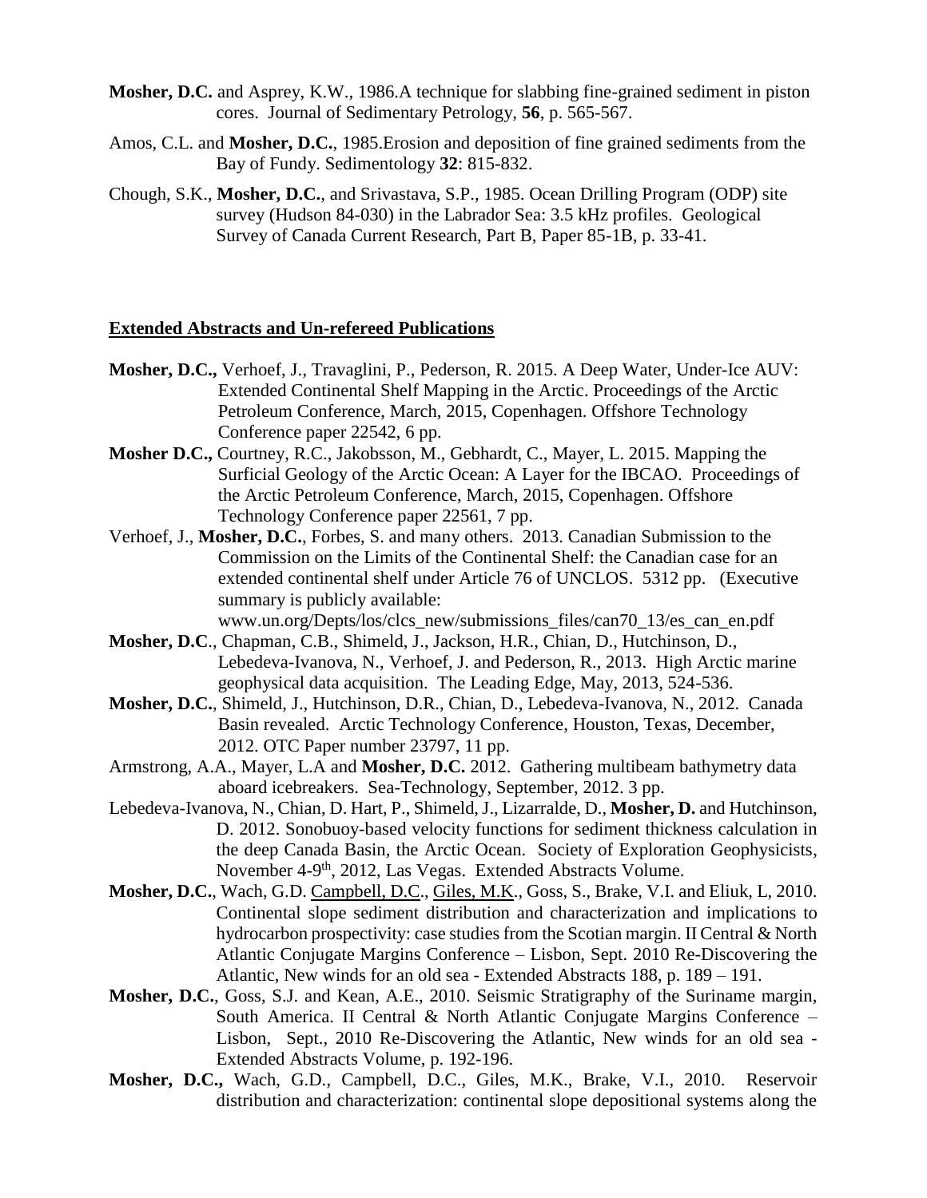**Mosher, D.C.** and Asprey, K.W., 1986.A technique for slabbing fine-grained sediment in piston cores. Journal of Sedimentary Petrology, **56**, p. 565-567.

Amos, C.L. and **Mosher, D.C.**, 1985.Erosion and deposition of fine grained sediments from the Bay of Fundy. Sedimentology **32**: 815-832.

Chough, S.K., **Mosher, D.C.**, and Srivastava, S.P., 1985. Ocean Drilling Program (ODP) site survey (Hudson 84-030) in the Labrador Sea: 3.5 kHz profiles. Geological Survey of Canada Current Research, Part B, Paper 85-1B, p. 33-41.

## Extended Abstracts and Un-refereed Publications

**Mosher, D.C.,** Verhoef, J., Travaglini, P., Pederson, R. 2015. A Deep Water, Under-Ice AUV: Extended Continental Shelf Mapping in the Arctic. Proceedings of the Arctic Petroleum Conference, March, 2015, Copenhagen. Offshore Technology Conference paper 22542, 6 pp.

**Mosher D.C.,** Courtney, R.C., Jakobsson, M., Gebhardt, C., Mayer, L. 2015. Mapping the Surficial Geology of the Arctic Ocean: A Layer for the IBCAO. Proceedings of the Arctic Petroleum Conference, March, 2015, Copenhagen. Offshore Technology Conference paper 22561, 7 pp.

Verhoef, J., **Mosher, D.C.**, Forbes, S. and many others. 2013. Canadian Submission to the Commission on the Limits of the Continental Shelf: the Canadian case for an extended continental shelf under Article 76 of UNCLOS. 5312 pp. (Executive summary is publicly available: www.un.org/Depts/los/clcs_new/submissions_files/can70_13/es_can_en.pdf

**Mosher, D.C**., Chapman, C.B., Shimeld, J., Jackson, H.R., Chian, D., Hutchinson, D., Lebedeva-Ivanova, N., Verhoef, J. and Pederson, R., 2013. High Arctic marine geophysical data acquisition. The Leading Edge, May, 2013, 524-536.

**Mosher, D.C.**, Shimeld, J., Hutchinson, D.R., Chian, D., Lebedeva-Ivanova, N., 2012. Canada Basin revealed. Arctic Technology Conference, Houston, Texas, December, 2012. OTC Paper number 23797, 11 pp.

Armstrong, A.A., Mayer, L.A and **Mosher, D.C.** 2012. Gathering multibeam bathymetry data aboard icebreakers. Sea-Technology, September, 2012. 3 pp.

Lebedeva-Ivanova, N., Chian, D. Hart, P., Shimeld, J., Lizarralde, D., **Mosher, D.** and Hutchinson, D. 2012. Sonobuoy-based velocity functions for sediment thickness calculation in the deep Canada Basin, the Arctic Ocean. Society of Exploration Geophysicists, November 4-9th, 2012, Las Vegas. Extended Abstracts Volume.

**Mosher, D.C.**, Wach, G.D. Campbell, D.C., Giles, M.K., Goss, S., Brake, V.I. and Eliuk, L, 2010. Continental slope sediment distribution and characterization and implications to hydrocarbon prospectivity: case studies from the Scotian margin. II Central & North Atlantic Conjugate Margins Conference – Lisbon, Sept. 2010 Re-Discovering the Atlantic, New winds for an old sea - Extended Abstracts 188, p. 189 – 191.

**Mosher, D.C.**, Goss, S.J. and Kean, A.E., 2010. Seismic Stratigraphy of the Suriname margin, South America. II Central & North Atlantic Conjugate Margins Conference – Lisbon, Sept., 2010 Re-Discovering the Atlantic, New winds for an old sea - Extended Abstracts Volume, p. 192-196.

**Mosher, D.C.,** Wach, G.D., Campbell, D.C., Giles, M.K., Brake, V.I., 2010. Reservoir distribution and characterization: continental slope depositional systems along the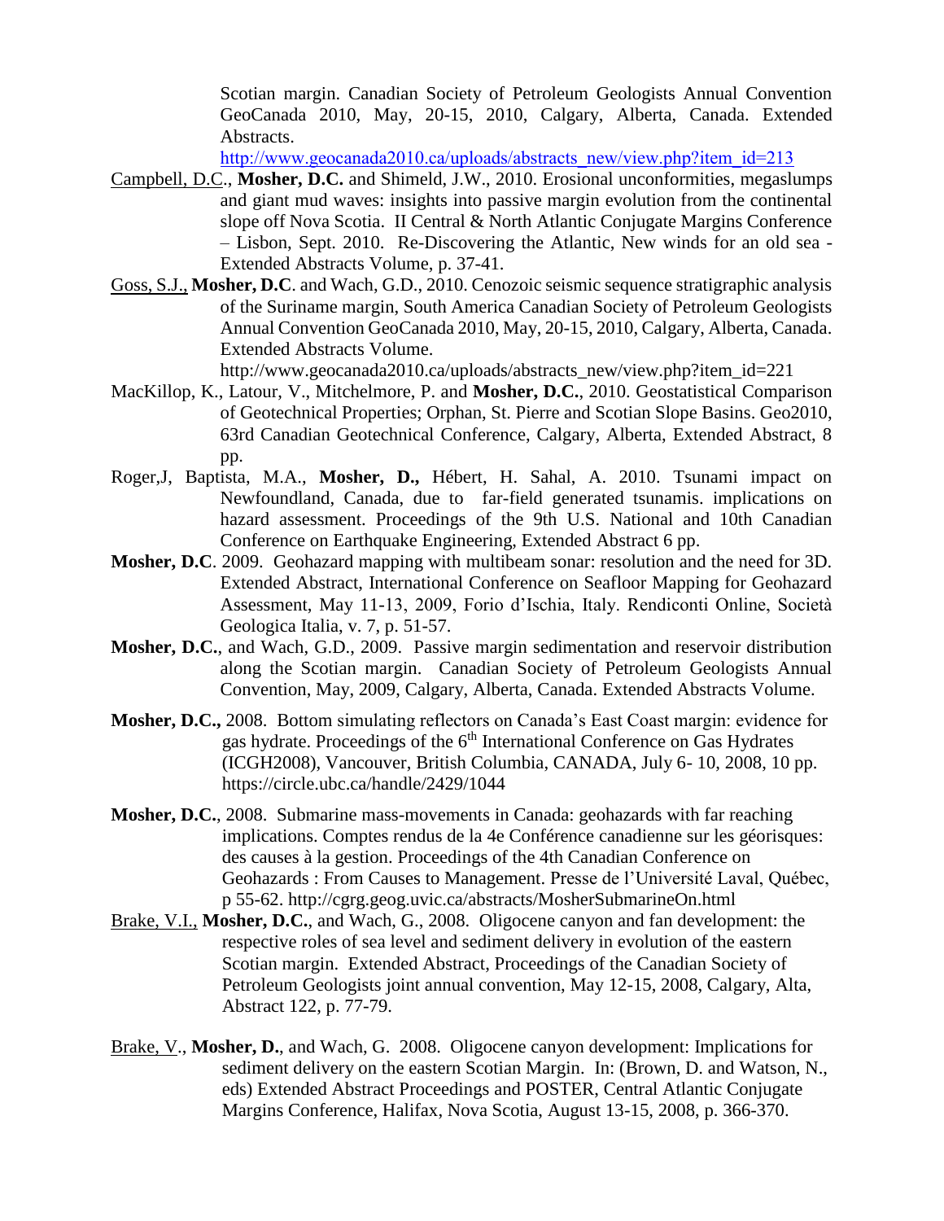Scotian margin. Canadian Society of Petroleum Geologists Annual Convention GeoCanada 2010, May, 20-15, 2010, Calgary, Alberta, Canada. Extended Abstracts. http://www.geocanada2010.ca/uploads/abstracts_new/view.php?item_id=213

Campbell, D.C., **Mosher, D.C.** and Shimeld, J.W., 2010. Erosional unconformities, megaslumps and giant mud waves: insights into passive margin evolution from the continental slope off Nova Scotia. II Central & North Atlantic Conjugate Margins Conference – Lisbon, Sept. 2010. Re-Discovering the Atlantic, New winds for an old sea - Extended Abstracts Volume, p. 37-41.

Goss, S.J., **Mosher, D.C**. and Wach, G.D., 2010. Cenozoic seismic sequence stratigraphic analysis of the Suriname margin, South America Canadian Society of Petroleum Geologists Annual Convention GeoCanada 2010, May, 20-15, 2010, Calgary, Alberta, Canada. Extended Abstracts Volume. http://www.geocanada2010.ca/uploads/abstracts_new/view.php?item_id=221

MacKillop, K., Latour, V., Mitchelmore, P. and **Mosher, D.C.**, 2010. Geostatistical Comparison of Geotechnical Properties; Orphan, St. Pierre and Scotian Slope Basins. Geo2010, 63rd Canadian Geotechnical Conference, Calgary, Alberta, Extended Abstract, 8 pp.

Roger,J, Baptista, M.A., **Mosher, D.,** Hébert, H. Sahal, A. 2010. Tsunami impact on Newfoundland, Canada, due to far-field generated tsunamis. implications on hazard assessment. Proceedings of the 9th U.S. National and 10th Canadian Conference on Earthquake Engineering, Extended Abstract 6 pp.

**Mosher, D.C**. 2009. Geohazard mapping with multibeam sonar: resolution and the need for 3D. Extended Abstract, International Conference on Seafloor Mapping for Geohazard Assessment, May 11-13, 2009, Forio d'Ischia, Italy. Rendiconti Online, Società Geologica Italia, v. 7, p. 51-57.

**Mosher, D.C.**, and Wach, G.D., 2009. Passive margin sedimentation and reservoir distribution along the Scotian margin. Canadian Society of Petroleum Geologists Annual Convention, May, 2009, Calgary, Alberta, Canada. Extended Abstracts Volume.

**Mosher, D.C.,** 2008. Bottom simulating reflectors on Canada's East Coast margin: evidence for gas hydrate. Proceedings of the 6th International Conference on Gas Hydrates (ICGH2008), Vancouver, British Columbia, CANADA, July 6- 10, 2008, 10 pp. https://circle.ubc.ca/handle/2429/1044

**Mosher, D.C.**, 2008. Submarine mass-movements in Canada: geohazards with far reaching implications. Comptes rendus de la 4e Conférence canadienne sur les géorisques: des causes à la gestion. Proceedings of the 4th Canadian Conference on Geohazards : From Causes to Management. Presse de l'Université Laval, Québec, p 55-62. http://cgrg.geog.uvic.ca/abstracts/MosherSubmarineOn.html

Brake, V.I., **Mosher, D.C.**, and Wach, G., 2008. Oligocene canyon and fan development: the respective roles of sea level and sediment delivery in evolution of the eastern Scotian margin. Extended Abstract, Proceedings of the Canadian Society of Petroleum Geologists joint annual convention, May 12-15, 2008, Calgary, Alta, Abstract 122, p. 77-79.

Brake, V., **Mosher, D.**, and Wach, G. 2008. Oligocene canyon development: Implications for sediment delivery on the eastern Scotian Margin. In: (Brown, D. and Watson, N., eds) Extended Abstract Proceedings and POSTER, Central Atlantic Conjugate Margins Conference, Halifax, Nova Scotia, August 13-15, 2008, p. 366-370.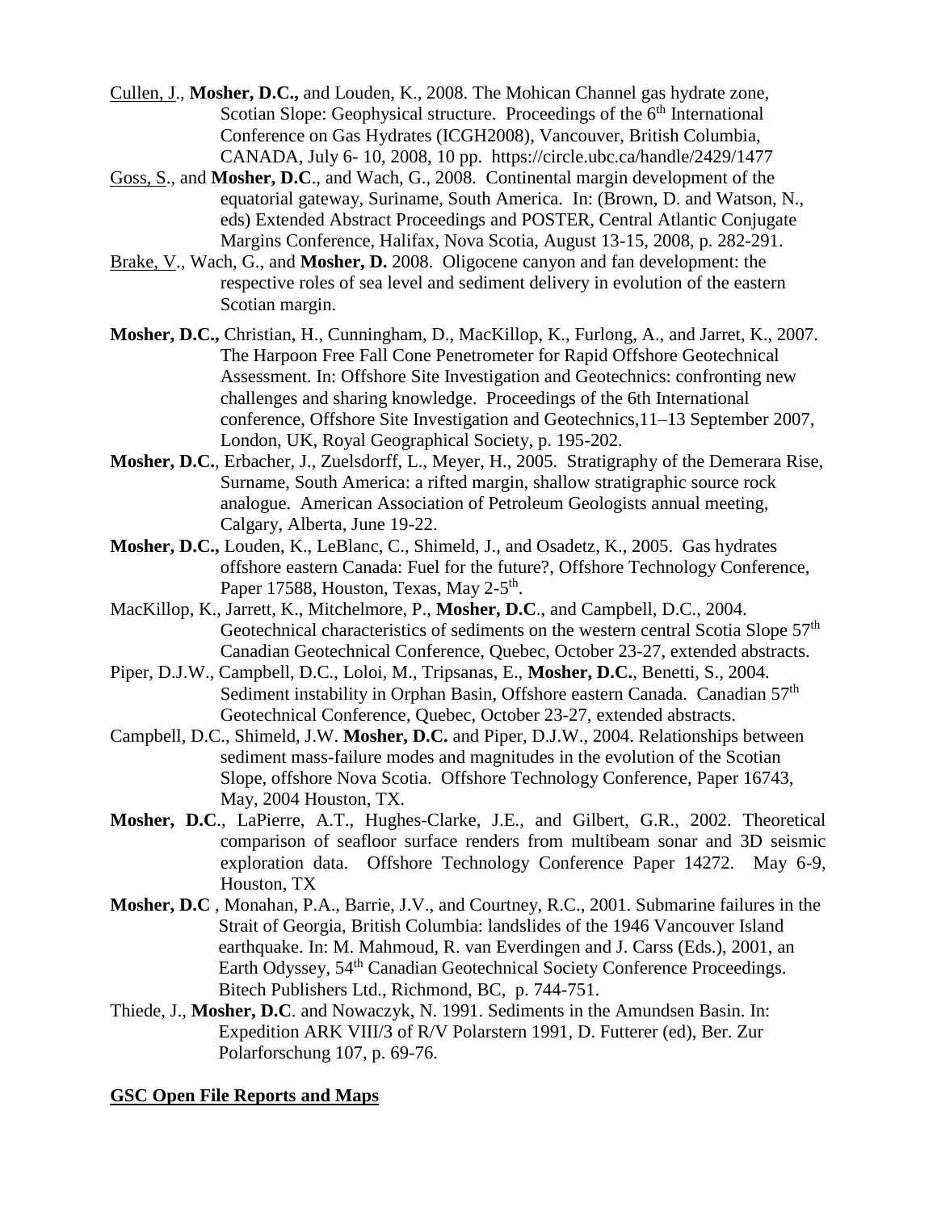<u>Cullen, J</u>., **Mosher, D.C.,** and Louden, K., 2008. The Mohican Channel gas hydrate zone, Scotian Slope: Geophysical structure. Proceedings of the 6th International Conference on Gas Hydrates (ICGH2008), Vancouver, British Columbia, CANADA, July 6- 10, 2008, 10 pp. https://circle.ubc.ca/handle/2429/1477

<u>Goss, S</u>., and **Mosher, D.C**., and Wach, G., 2008. Continental margin development of the equatorial gateway, Suriname, South America. In: (Brown, D. and Watson, N., eds) Extended Abstract Proceedings and POSTER, Central Atlantic Conjugate Margins Conference, Halifax, Nova Scotia, August 13-15, 2008, p. 282-291.

<u>Brake, V</u>., Wach, G., and **Mosher, D.** 2008. Oligocene canyon and fan development: the respective roles of sea level and sediment delivery in evolution of the eastern Scotian margin.

**Mosher, D.C.,** Christian, H., Cunningham, D., MacKillop, K., Furlong, A., and Jarret, K., 2007. The Harpoon Free Fall Cone Penetrometer for Rapid Offshore Geotechnical Assessment. In: Offshore Site Investigation and Geotechnics: confronting new challenges and sharing knowledge. Proceedings of the 6th International conference, Offshore Site Investigation and Geotechnics,11–13 September 2007, London, UK, Royal Geographical Society, p. 195-202.

**Mosher, D.C.**, Erbacher, J., Zuelsdorff, L., Meyer, H., 2005. Stratigraphy of the Demerara Rise, Surname, South America: a rifted margin, shallow stratigraphic source rock analogue. American Association of Petroleum Geologists annual meeting, Calgary, Alberta, June 19-22.

**Mosher, D.C.,** Louden, K., LeBlanc, C., Shimeld, J., and Osadetz, K., 2005. Gas hydrates offshore eastern Canada: Fuel for the future?, Offshore Technology Conference, Paper 17588, Houston, Texas, May 2-5th.

MacKillop, K., Jarrett, K., Mitchelmore, P., **Mosher, D.C**., and Campbell, D.C., 2004. Geotechnical characteristics of sediments on the western central Scotia Slope 57th Canadian Geotechnical Conference, Quebec, October 23-27, extended abstracts.

Piper, D.J.W., Campbell, D.C., Loloi, M., Tripsanas, E., **Mosher, D.C.**, Benetti, S., 2004. Sediment instability in Orphan Basin, Offshore eastern Canada. Canadian 57th Geotechnical Conference, Quebec, October 23-27, extended abstracts.

Campbell, D.C., Shimeld, J.W. **Mosher, D.C.** and Piper, D.J.W., 2004. Relationships between sediment mass-failure modes and magnitudes in the evolution of the Scotian Slope, offshore Nova Scotia. Offshore Technology Conference, Paper 16743, May, 2004 Houston, TX.

**Mosher, D.C**., LaPierre, A.T., Hughes-Clarke, J.E., and Gilbert, G.R., 2002. Theoretical comparison of seafloor surface renders from multibeam sonar and 3D seismic exploration data. Offshore Technology Conference Paper 14272. May 6-9, Houston, TX

**Mosher, D.C** , Monahan, P.A., Barrie, J.V., and Courtney, R.C., 2001. Submarine failures in the Strait of Georgia, British Columbia: landslides of the 1946 Vancouver Island earthquake. In: M. Mahmoud, R. van Everdingen and J. Carss (Eds.), 2001, an Earth Odyssey, 54th Canadian Geotechnical Society Conference Proceedings. Bitech Publishers Ltd., Richmond, BC, p. 744-751.

Thiede, J., **Mosher, D.C**. and Nowaczyk, N. 1991. Sediments in the Amundsen Basin. In: Expedition ARK VIII/3 of R/V Polarstern 1991, D. Futterer (ed), Ber. Zur Polarforschung 107, p. 69-76.

## <u>GSC Open File Reports and Maps</u>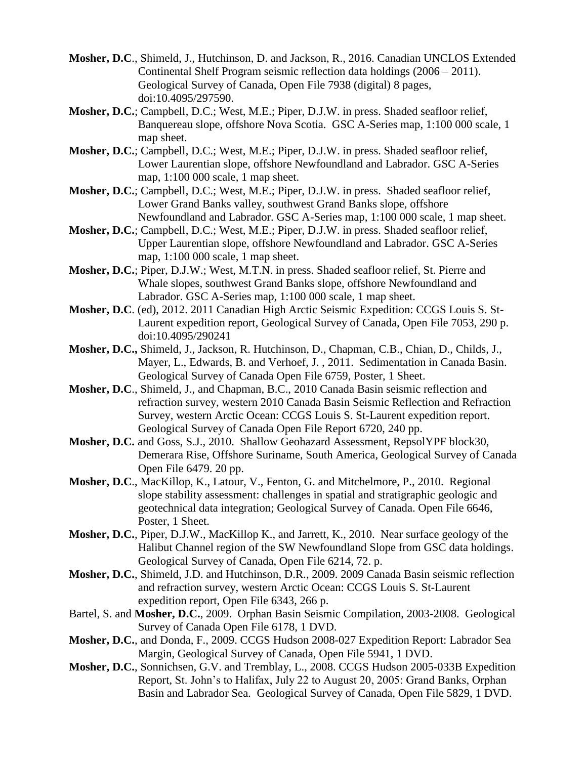**Mosher, D.C**., Shimeld, J., Hutchinson, D. and Jackson, R., 2016. Canadian UNCLOS Extended Continental Shelf Program seismic reflection data holdings (2006 – 2011). Geological Survey of Canada, Open File 7938 (digital) 8 pages, doi:10.4095/297590.

**Mosher, D.C.**; Campbell, D.C.; West, M.E.; Piper, D.J.W. in press. Shaded seafloor relief, Banquereau slope, offshore Nova Scotia. GSC A-Series map, 1:100 000 scale, 1 map sheet.

**Mosher, D.C.**; Campbell, D.C.; West, M.E.; Piper, D.J.W. in press. Shaded seafloor relief, Lower Laurentian slope, offshore Newfoundland and Labrador. GSC A-Series map, 1:100 000 scale, 1 map sheet.

**Mosher, D.C.**; Campbell, D.C.; West, M.E.; Piper, D.J.W. in press. Shaded seafloor relief, Lower Grand Banks valley, southwest Grand Banks slope, offshore Newfoundland and Labrador. GSC A-Series map, 1:100 000 scale, 1 map sheet.

**Mosher, D.C.**; Campbell, D.C.; West, M.E.; Piper, D.J.W. in press. Shaded seafloor relief, Upper Laurentian slope, offshore Newfoundland and Labrador. GSC A-Series map, 1:100 000 scale, 1 map sheet.

**Mosher, D.C.**; Piper, D.J.W.; West, M.T.N. in press. Shaded seafloor relief, St. Pierre and Whale slopes, southwest Grand Banks slope, offshore Newfoundland and Labrador. GSC A-Series map, 1:100 000 scale, 1 map sheet.

**Mosher, D.C**. (ed), 2012. 2011 Canadian High Arctic Seismic Expedition: CCGS Louis S. St-Laurent expedition report, Geological Survey of Canada, Open File 7053, 290 p. doi:10.4095/290241

**Mosher, D.C.,** Shimeld, J., Jackson, R. Hutchinson, D., Chapman, C.B., Chian, D., Childs, J., Mayer, L., Edwards, B. and Verhoef, J. , 2011. Sedimentation in Canada Basin. Geological Survey of Canada Open File 6759, Poster, 1 Sheet.

**Mosher, D.C**., Shimeld, J., and Chapman, B.C., 2010 Canada Basin seismic reflection and refraction survey, western 2010 Canada Basin Seismic Reflection and Refraction Survey, western Arctic Ocean: CCGS Louis S. St-Laurent expedition report. Geological Survey of Canada Open File Report 6720, 240 pp.

**Mosher, D.C.** and Goss, S.J., 2010. Shallow Geohazard Assessment, RepsolYPF block30, Demerara Rise, Offshore Suriname, South America, Geological Survey of Canada Open File 6479. 20 pp.

**Mosher, D.C**., MacKillop, K., Latour, V., Fenton, G. and Mitchelmore, P., 2010. Regional slope stability assessment: challenges in spatial and stratigraphic geologic and geotechnical data integration; Geological Survey of Canada. Open File 6646, Poster, 1 Sheet.

**Mosher, D.C.**, Piper, D.J.W., MacKillop K., and Jarrett, K., 2010. Near surface geology of the Halibut Channel region of the SW Newfoundland Slope from GSC data holdings. Geological Survey of Canada, Open File 6214, 72. p.

**Mosher, D.C.**, Shimeld, J.D. and Hutchinson, D.R., 2009. 2009 Canada Basin seismic reflection and refraction survey, western Arctic Ocean: CCGS Louis S. St-Laurent expedition report, Open File 6343, 266 p.

Bartel, S. and **Mosher, D.C.**, 2009. Orphan Basin Seismic Compilation, 2003-2008. Geological Survey of Canada Open File 6178, 1 DVD.

**Mosher, D.C.**, and Donda, F., 2009. CCGS Hudson 2008-027 Expedition Report: Labrador Sea Margin, Geological Survey of Canada, Open File 5941, 1 DVD.

**Mosher, D.C.**, Sonnichsen, G.V. and Tremblay, L., 2008. CCGS Hudson 2005-033B Expedition Report, St. John's to Halifax, July 22 to August 20, 2005: Grand Banks, Orphan Basin and Labrador Sea. Geological Survey of Canada, Open File 5829, 1 DVD.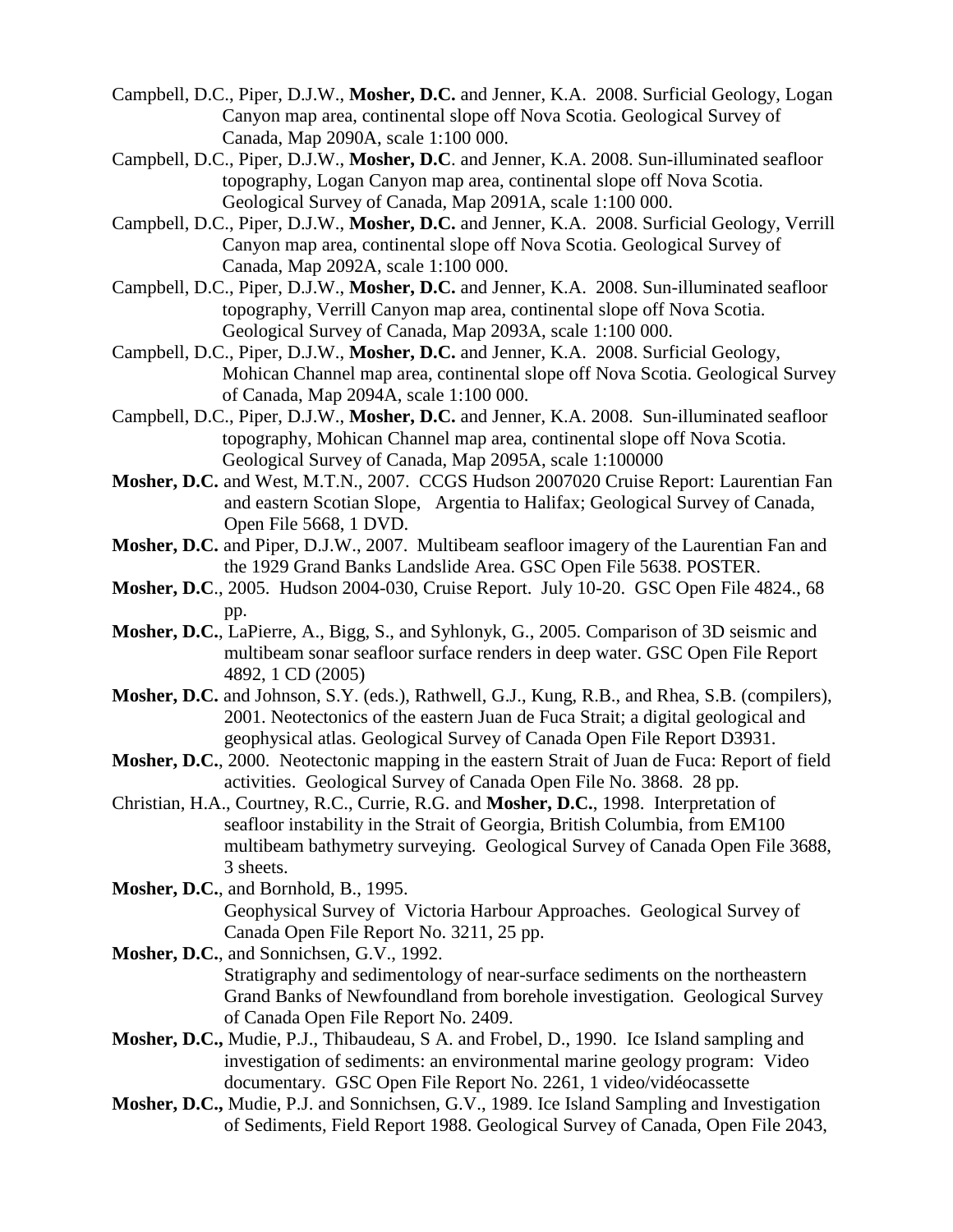Campbell, D.C., Piper, D.J.W., **Mosher, D.C.** and Jenner, K.A. 2008. Surficial Geology, Logan Canyon map area, continental slope off Nova Scotia. Geological Survey of Canada, Map 2090A, scale 1:100 000.

Campbell, D.C., Piper, D.J.W., **Mosher, D.C**. and Jenner, K.A. 2008. Sun-illuminated seafloor topography, Logan Canyon map area, continental slope off Nova Scotia. Geological Survey of Canada, Map 2091A, scale 1:100 000.

Campbell, D.C., Piper, D.J.W., **Mosher, D.C.** and Jenner, K.A. 2008. Surficial Geology, Verrill Canyon map area, continental slope off Nova Scotia. Geological Survey of Canada, Map 2092A, scale 1:100 000.

Campbell, D.C., Piper, D.J.W., **Mosher, D.C.** and Jenner, K.A. 2008. Sun-illuminated seafloor topography, Verrill Canyon map area, continental slope off Nova Scotia. Geological Survey of Canada, Map 2093A, scale 1:100 000.

Campbell, D.C., Piper, D.J.W., **Mosher, D.C.** and Jenner, K.A. 2008. Surficial Geology, Mohican Channel map area, continental slope off Nova Scotia. Geological Survey of Canada, Map 2094A, scale 1:100 000.

Campbell, D.C., Piper, D.J.W., **Mosher, D.C.** and Jenner, K.A. 2008. Sun-illuminated seafloor topography, Mohican Channel map area, continental slope off Nova Scotia. Geological Survey of Canada, Map 2095A, scale 1:100000

**Mosher, D.C.** and West, M.T.N., 2007. CCGS Hudson 2007020 Cruise Report: Laurentian Fan and eastern Scotian Slope, Argentia to Halifax; Geological Survey of Canada, Open File 5668, 1 DVD.

**Mosher, D.C.** and Piper, D.J.W., 2007. Multibeam seafloor imagery of the Laurentian Fan and the 1929 Grand Banks Landslide Area. GSC Open File 5638. POSTER.

**Mosher, D.C**., 2005. Hudson 2004-030, Cruise Report. July 10-20. GSC Open File 4824., 68 pp.

**Mosher, D.C.**, LaPierre, A., Bigg, S., and Syhlonyk, G., 2005. Comparison of 3D seismic and multibeam sonar seafloor surface renders in deep water. GSC Open File Report 4892, 1 CD (2005)

**Mosher, D.C.** and Johnson, S.Y. (eds.), Rathwell, G.J., Kung, R.B., and Rhea, S.B. (compilers), 2001. Neotectonics of the eastern Juan de Fuca Strait; a digital geological and geophysical atlas. Geological Survey of Canada Open File Report D3931.

**Mosher, D.C.**, 2000. Neotectonic mapping in the eastern Strait of Juan de Fuca: Report of field activities. Geological Survey of Canada Open File No. 3868. 28 pp.

Christian, H.A., Courtney, R.C., Currie, R.G. and **Mosher, D.C.**, 1998. Interpretation of seafloor instability in the Strait of Georgia, British Columbia, from EM100 multibeam bathymetry surveying. Geological Survey of Canada Open File 3688, 3 sheets.

**Mosher, D.C.**, and Bornhold, B., 1995. Geophysical Survey of Victoria Harbour Approaches. Geological Survey of Canada Open File Report No. 3211, 25 pp.

**Mosher, D.C.**, and Sonnichsen, G.V., 1992. Stratigraphy and sedimentology of near-surface sediments on the northeastern Grand Banks of Newfoundland from borehole investigation. Geological Survey of Canada Open File Report No. 2409.

**Mosher, D.C.,** Mudie, P.J., Thibaudeau, S A. and Frobel, D., 1990. Ice Island sampling and investigation of sediments: an environmental marine geology program: Video documentary. GSC Open File Report No. 2261, 1 video/vidéocassette

**Mosher, D.C.,** Mudie, P.J. and Sonnichsen, G.V., 1989. Ice Island Sampling and Investigation of Sediments, Field Report 1988. Geological Survey of Canada, Open File 2043,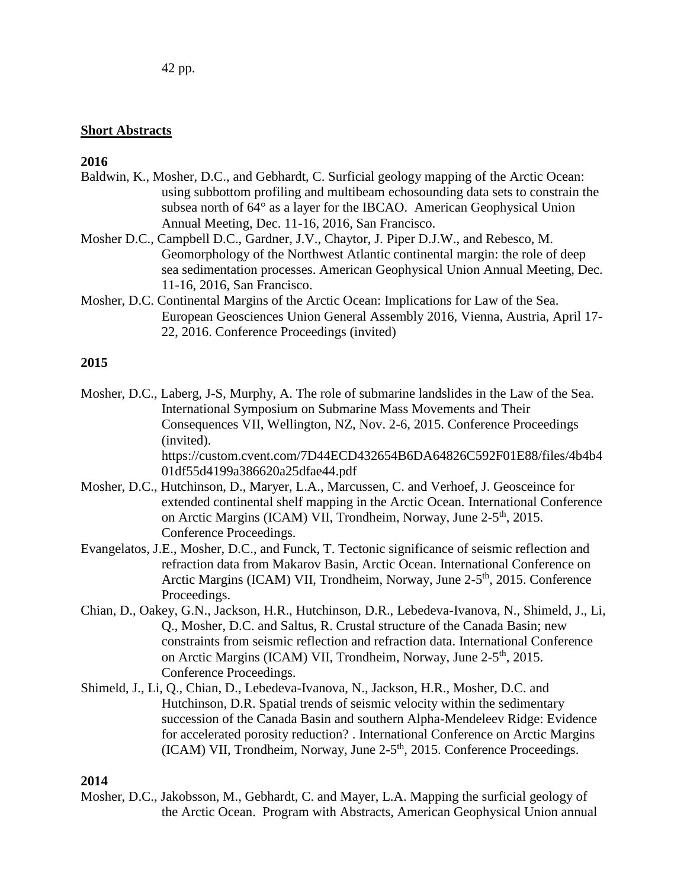42 pp.

## Short Abstracts

**2016**

Baldwin, K., Mosher, D.C., and Gebhardt, C. Surficial geology mapping of the Arctic Ocean: using subbottom profiling and multibeam echosounding data sets to constrain the subsea north of 64° as a layer for the IBCAO. American Geophysical Union Annual Meeting, Dec. 11-16, 2016, San Francisco.

Mosher D.C., Campbell D.C., Gardner, J.V., Chaytor, J. Piper D.J.W., and Rebesco, M. Geomorphology of the Northwest Atlantic continental margin: the role of deep sea sedimentation processes. American Geophysical Union Annual Meeting, Dec. 11-16, 2016, San Francisco.

Mosher, D.C. Continental Margins of the Arctic Ocean: Implications for Law of the Sea. European Geosciences Union General Assembly 2016, Vienna, Austria, April 17-22, 2016. Conference Proceedings (invited)

**2015**

Mosher, D.C., Laberg, J-S, Murphy, A. The role of submarine landslides in the Law of the Sea. International Symposium on Submarine Mass Movements and Their Consequences VII, Wellington, NZ, Nov. 2-6, 2015. Conference Proceedings (invited). https://custom.cvent.com/7D44ECD432654B6DA64826C592F01E88/files/4b4b401df55d4199a386620a25dfae44.pdf

Mosher, D.C., Hutchinson, D., Maryer, L.A., Marcussen, C. and Verhoef, J. Geosceince for extended continental shelf mapping in the Arctic Ocean. International Conference on Arctic Margins (ICAM) VII, Trondheim, Norway, June 2-5th, 2015. Conference Proceedings.

Evangelatos, J.E., Mosher, D.C., and Funck, T. Tectonic significance of seismic reflection and refraction data from Makarov Basin, Arctic Ocean. International Conference on Arctic Margins (ICAM) VII, Trondheim, Norway, June 2-5th, 2015. Conference Proceedings.

Chian, D., Oakey, G.N., Jackson, H.R., Hutchinson, D.R., Lebedeva-Ivanova, N., Shimeld, J., Li, Q., Mosher, D.C. and Saltus, R. Crustal structure of the Canada Basin; new constraints from seismic reflection and refraction data. International Conference on Arctic Margins (ICAM) VII, Trondheim, Norway, June 2-5th, 2015. Conference Proceedings.

Shimeld, J., Li, Q., Chian, D., Lebedeva-Ivanova, N., Jackson, H.R., Mosher, D.C. and Hutchinson, D.R. Spatial trends of seismic velocity within the sedimentary succession of the Canada Basin and southern Alpha-Mendeleev Ridge: Evidence for accelerated porosity reduction? . International Conference on Arctic Margins (ICAM) VII, Trondheim, Norway, June 2-5th, 2015. Conference Proceedings.

**2014**

Mosher, D.C., Jakobsson, M., Gebhardt, C. and Mayer, L.A. Mapping the surficial geology of the Arctic Ocean. Program with Abstracts, American Geophysical Union annual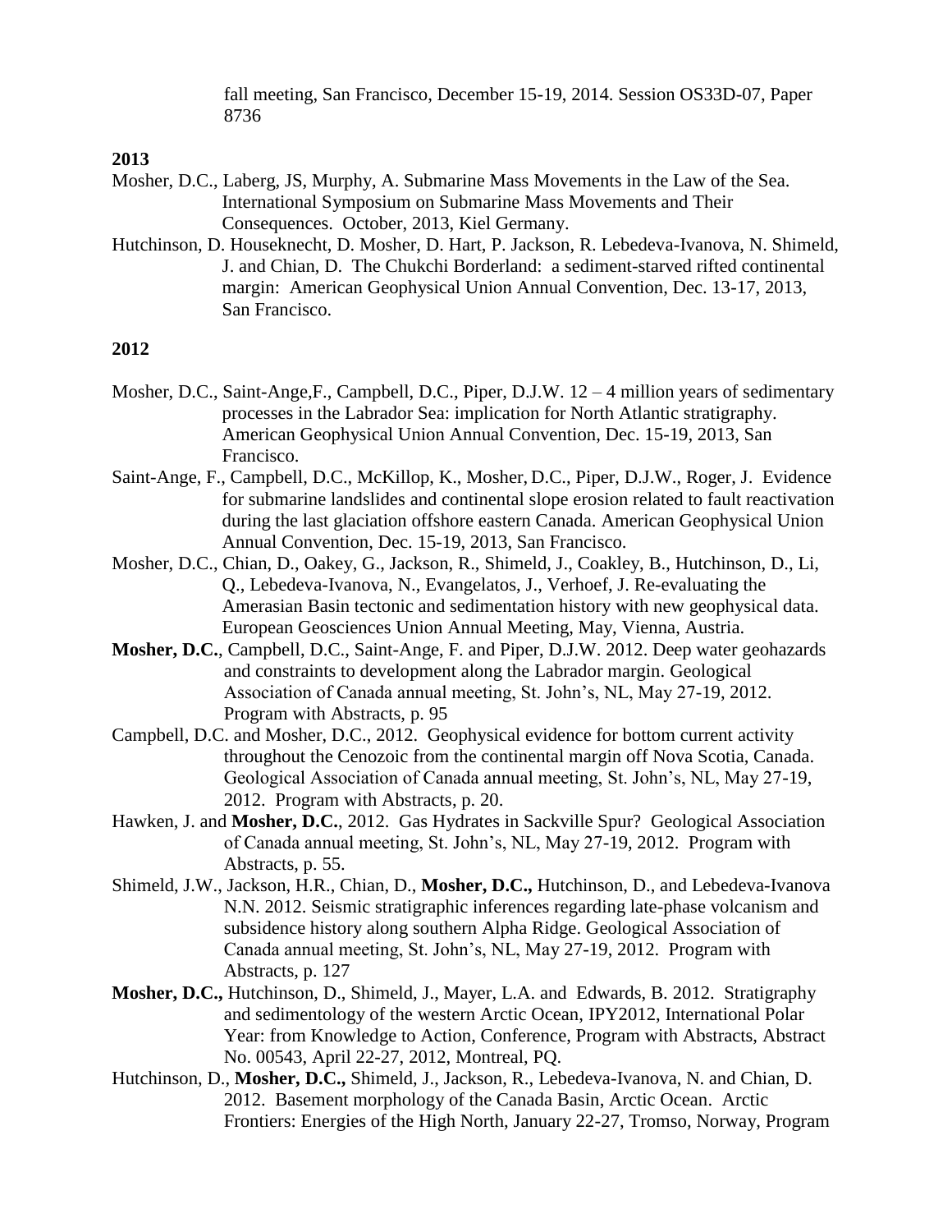fall meeting, San Francisco, December 15-19, 2014. Session OS33D-07, Paper 8736

**2013**

Mosher, D.C., Laberg, JS, Murphy, A. Submarine Mass Movements in the Law of the Sea. International Symposium on Submarine Mass Movements and Their Consequences. October, 2013, Kiel Germany.

Hutchinson, D. Houseknecht, D. Mosher, D. Hart, P. Jackson, R. Lebedeva-Ivanova, N. Shimeld, J. and Chian, D. The Chukchi Borderland: a sediment-starved rifted continental margin: American Geophysical Union Annual Convention, Dec. 13-17, 2013, San Francisco.

**2012**

Mosher, D.C., Saint-Ange,F., Campbell, D.C., Piper, D.J.W. 12 – 4 million years of sedimentary processes in the Labrador Sea: implication for North Atlantic stratigraphy. American Geophysical Union Annual Convention, Dec. 15-19, 2013, San Francisco.

Saint-Ange, F., Campbell, D.C., McKillop, K., Mosher, D.C., Piper, D.J.W., Roger, J. Evidence for submarine landslides and continental slope erosion related to fault reactivation during the last glaciation offshore eastern Canada. American Geophysical Union Annual Convention, Dec. 15-19, 2013, San Francisco.

Mosher, D.C., Chian, D., Oakey, G., Jackson, R., Shimeld, J., Coakley, B., Hutchinson, D., Li, Q., Lebedeva-Ivanova, N., Evangelatos, J., Verhoef, J. Re-evaluating the Amerasian Basin tectonic and sedimentation history with new geophysical data. European Geosciences Union Annual Meeting, May, Vienna, Austria.

**Mosher, D.C.**, Campbell, D.C., Saint-Ange, F. and Piper, D.J.W. 2012. Deep water geohazards and constraints to development along the Labrador margin. Geological Association of Canada annual meeting, St. John's, NL, May 27-19, 2012. Program with Abstracts, p. 95

Campbell, D.C. and Mosher, D.C., 2012. Geophysical evidence for bottom current activity throughout the Cenozoic from the continental margin off Nova Scotia, Canada. Geological Association of Canada annual meeting, St. John's, NL, May 27-19, 2012. Program with Abstracts, p. 20.

Hawken, J. and **Mosher, D.C.**, 2012. Gas Hydrates in Sackville Spur? Geological Association of Canada annual meeting, St. John's, NL, May 27-19, 2012. Program with Abstracts, p. 55.

Shimeld, J.W., Jackson, H.R., Chian, D., **Mosher, D.C.,** Hutchinson, D., and Lebedeva-Ivanova N.N. 2012. Seismic stratigraphic inferences regarding late-phase volcanism and subsidence history along southern Alpha Ridge. Geological Association of Canada annual meeting, St. John's, NL, May 27-19, 2012. Program with Abstracts, p. 127

**Mosher, D.C.,** Hutchinson, D., Shimeld, J., Mayer, L.A. and Edwards, B. 2012. Stratigraphy and sedimentology of the western Arctic Ocean, IPY2012, International Polar Year: from Knowledge to Action, Conference, Program with Abstracts, Abstract No. 00543, April 22-27, 2012, Montreal, PQ.

Hutchinson, D., **Mosher, D.C.,** Shimeld, J., Jackson, R., Lebedeva-Ivanova, N. and Chian, D. 2012. Basement morphology of the Canada Basin, Arctic Ocean. Arctic Frontiers: Energies of the High North, January 22-27, Tromso, Norway, Program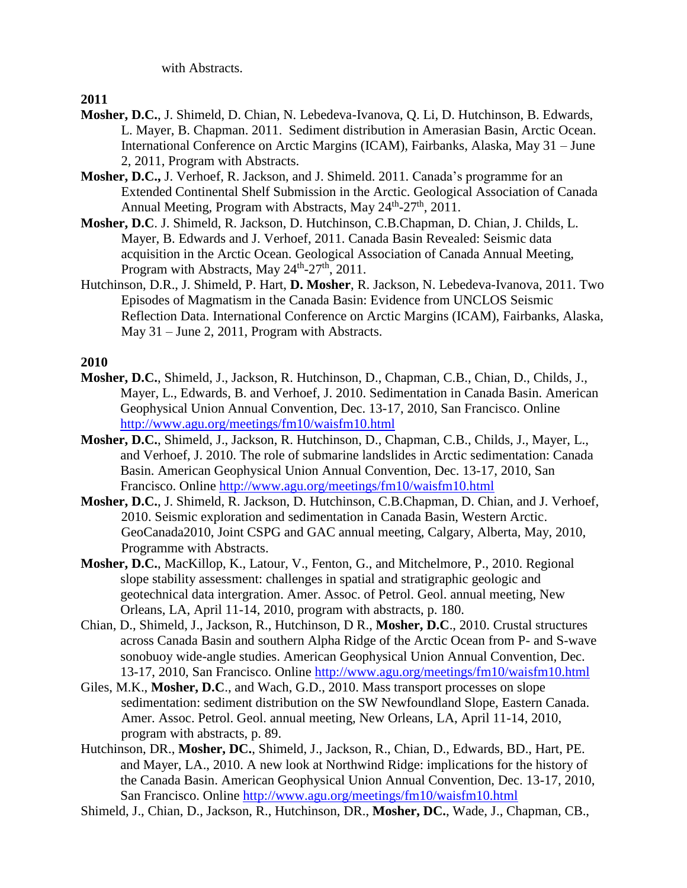with Abstracts.

**2011**

- **Mosher, D.C.**, J. Shimeld, D. Chian, N. Lebedeva-Ivanova, Q. Li, D. Hutchinson, B. Edwards, L. Mayer, B. Chapman. 2011. Sediment distribution in Amerasian Basin, Arctic Ocean. International Conference on Arctic Margins (ICAM), Fairbanks, Alaska, May 31 – June 2, 2011, Program with Abstracts.
- **Mosher, D.C.,** J. Verhoef, R. Jackson, and J. Shimeld. 2011. Canada's programme for an Extended Continental Shelf Submission in the Arctic. Geological Association of Canada Annual Meeting, Program with Abstracts, May 24th-27th, 2011.
- **Mosher, D.C**. J. Shimeld, R. Jackson, D. Hutchinson, C.B.Chapman, D. Chian, J. Childs, L. Mayer, B. Edwards and J. Verhoef, 2011. Canada Basin Revealed: Seismic data acquisition in the Arctic Ocean. Geological Association of Canada Annual Meeting, Program with Abstracts, May 24th-27th, 2011.
- Hutchinson, D.R., J. Shimeld, P. Hart, **D. Mosher**, R. Jackson, N. Lebedeva-Ivanova, 2011. Two Episodes of Magmatism in the Canada Basin: Evidence from UNCLOS Seismic Reflection Data. International Conference on Arctic Margins (ICAM), Fairbanks, Alaska, May 31 – June 2, 2011, Program with Abstracts.

**2010**

- **Mosher, D.C.**, Shimeld, J., Jackson, R. Hutchinson, D., Chapman, C.B., Chian, D., Childs, J., Mayer, L., Edwards, B. and Verhoef, J. 2010. Sedimentation in Canada Basin. American Geophysical Union Annual Convention, Dec. 13-17, 2010, San Francisco. Online http://www.agu.org/meetings/fm10/waisfm10.html
- **Mosher, D.C.**, Shimeld, J., Jackson, R. Hutchinson, D., Chapman, C.B., Childs, J., Mayer, L., and Verhoef, J. 2010. The role of submarine landslides in Arctic sedimentation: Canada Basin. American Geophysical Union Annual Convention, Dec. 13-17, 2010, San Francisco. Online http://www.agu.org/meetings/fm10/waisfm10.html
- **Mosher, D.C.**, J. Shimeld, R. Jackson, D. Hutchinson, C.B.Chapman, D. Chian, and J. Verhoef, 2010. Seismic exploration and sedimentation in Canada Basin, Western Arctic. GeoCanada2010, Joint CSPG and GAC annual meeting, Calgary, Alberta, May, 2010, Programme with Abstracts.
- **Mosher, D.C.**, MacKillop, K., Latour, V., Fenton, G., and Mitchelmore, P., 2010. Regional slope stability assessment: challenges in spatial and stratigraphic geologic and geotechnical data intergration. Amer. Assoc. of Petrol. Geol. annual meeting, New Orleans, LA, April 11-14, 2010, program with abstracts, p. 180.
- Chian, D., Shimeld, J., Jackson, R., Hutchinson, D R., **Mosher, D.C**., 2010. Crustal structures across Canada Basin and southern Alpha Ridge of the Arctic Ocean from P- and S-wave sonobuoy wide-angle studies. American Geophysical Union Annual Convention, Dec. 13-17, 2010, San Francisco. Online http://www.agu.org/meetings/fm10/waisfm10.html
- Giles, M.K., **Mosher, D.C**., and Wach, G.D., 2010. Mass transport processes on slope sedimentation: sediment distribution on the SW Newfoundland Slope, Eastern Canada. Amer. Assoc. Petrol. Geol. annual meeting, New Orleans, LA, April 11-14, 2010, program with abstracts, p. 89.
- Hutchinson, DR., **Mosher, DC.**, Shimeld, J., Jackson, R., Chian, D., Edwards, BD., Hart, PE. and Mayer, LA., 2010. A new look at Northwind Ridge: implications for the history of the Canada Basin. American Geophysical Union Annual Convention, Dec. 13-17, 2010, San Francisco. Online http://www.agu.org/meetings/fm10/waisfm10.html
- Shimeld, J., Chian, D., Jackson, R., Hutchinson, DR., **Mosher, DC.**, Wade, J., Chapman, CB.,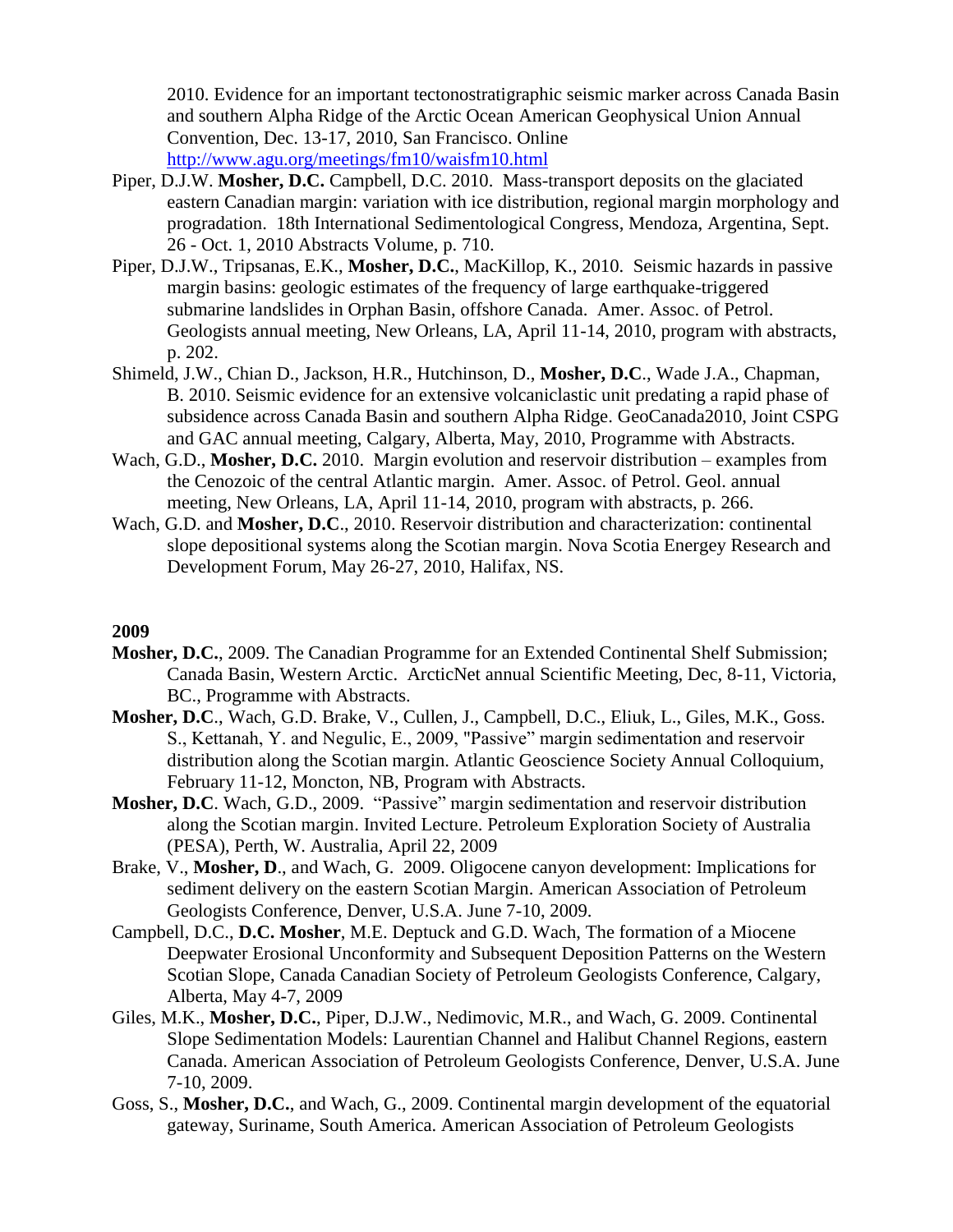2010. Evidence for an important tectonostratigraphic seismic marker across Canada Basin and southern Alpha Ridge of the Arctic Ocean American Geophysical Union Annual Convention, Dec. 13-17, 2010, San Francisco. Online http://www.agu.org/meetings/fm10/waisfm10.html

Piper, D.J.W. **Mosher, D.C.** Campbell, D.C. 2010. Mass-transport deposits on the glaciated eastern Canadian margin: variation with ice distribution, regional margin morphology and progradation. 18th International Sedimentological Congress, Mendoza, Argentina, Sept. 26 - Oct. 1, 2010 Abstracts Volume, p. 710.

Piper, D.J.W., Tripsanas, E.K., **Mosher, D.C.**, MacKillop, K., 2010. Seismic hazards in passive margin basins: geologic estimates of the frequency of large earthquake-triggered submarine landslides in Orphan Basin, offshore Canada. Amer. Assoc. of Petrol. Geologists annual meeting, New Orleans, LA, April 11-14, 2010, program with abstracts, p. 202.

Shimeld, J.W., Chian D., Jackson, H.R., Hutchinson, D., **Mosher, D.C**., Wade J.A., Chapman, B. 2010. Seismic evidence for an extensive volcaniclastic unit predating a rapid phase of subsidence across Canada Basin and southern Alpha Ridge. GeoCanada2010, Joint CSPG and GAC annual meeting, Calgary, Alberta, May, 2010, Programme with Abstracts.

Wach, G.D., **Mosher, D.C.** 2010. Margin evolution and reservoir distribution – examples from the Cenozoic of the central Atlantic margin. Amer. Assoc. of Petrol. Geol. annual meeting, New Orleans, LA, April 11-14, 2010, program with abstracts, p. 266.

Wach, G.D. and **Mosher, D.C**., 2010. Reservoir distribution and characterization: continental slope depositional systems along the Scotian margin. Nova Scotia Energy Research and Development Forum, May 26-27, 2010, Halifax, NS.

**2009**

**Mosher, D.C.**, 2009. The Canadian Programme for an Extended Continental Shelf Submission; Canada Basin, Western Arctic. ArcticNet annual Scientific Meeting, Dec, 8-11, Victoria, BC., Programme with Abstracts.

**Mosher, D.C**., Wach, G.D. Brake, V., Cullen, J., Campbell, D.C., Eliuk, L., Giles, M.K., Goss. S., Kettanah, Y. and Negulic, E., 2009, "Passive" margin sedimentation and reservoir distribution along the Scotian margin. Atlantic Geoscience Society Annual Colloquium, February 11-12, Moncton, NB, Program with Abstracts.

**Mosher, D.C**. Wach, G.D., 2009. "Passive" margin sedimentation and reservoir distribution along the Scotian margin. Invited Lecture. Petroleum Exploration Society of Australia (PESA), Perth, W. Australia, April 22, 2009

Brake, V., **Mosher, D**., and Wach, G. 2009. Oligocene canyon development: Implications for sediment delivery on the eastern Scotian Margin. American Association of Petroleum Geologists Conference, Denver, U.S.A. June 7-10, 2009.

Campbell, D.C., **D.C. Mosher**, M.E. Deptuck and G.D. Wach, The formation of a Miocene Deepwater Erosional Unconformity and Subsequent Deposition Patterns on the Western Scotian Slope, Canada Canadian Society of Petroleum Geologists Conference, Calgary, Alberta, May 4-7, 2009

Giles, M.K., **Mosher, D.C.**, Piper, D.J.W., Nedimovic, M.R., and Wach, G. 2009. Continental Slope Sedimentation Models: Laurentian Channel and Halibut Channel Regions, eastern Canada. American Association of Petroleum Geologists Conference, Denver, U.S.A. June 7-10, 2009.

Goss, S., **Mosher, D.C.**, and Wach, G., 2009. Continental margin development of the equatorial gateway, Suriname, South America. American Association of Petroleum Geologists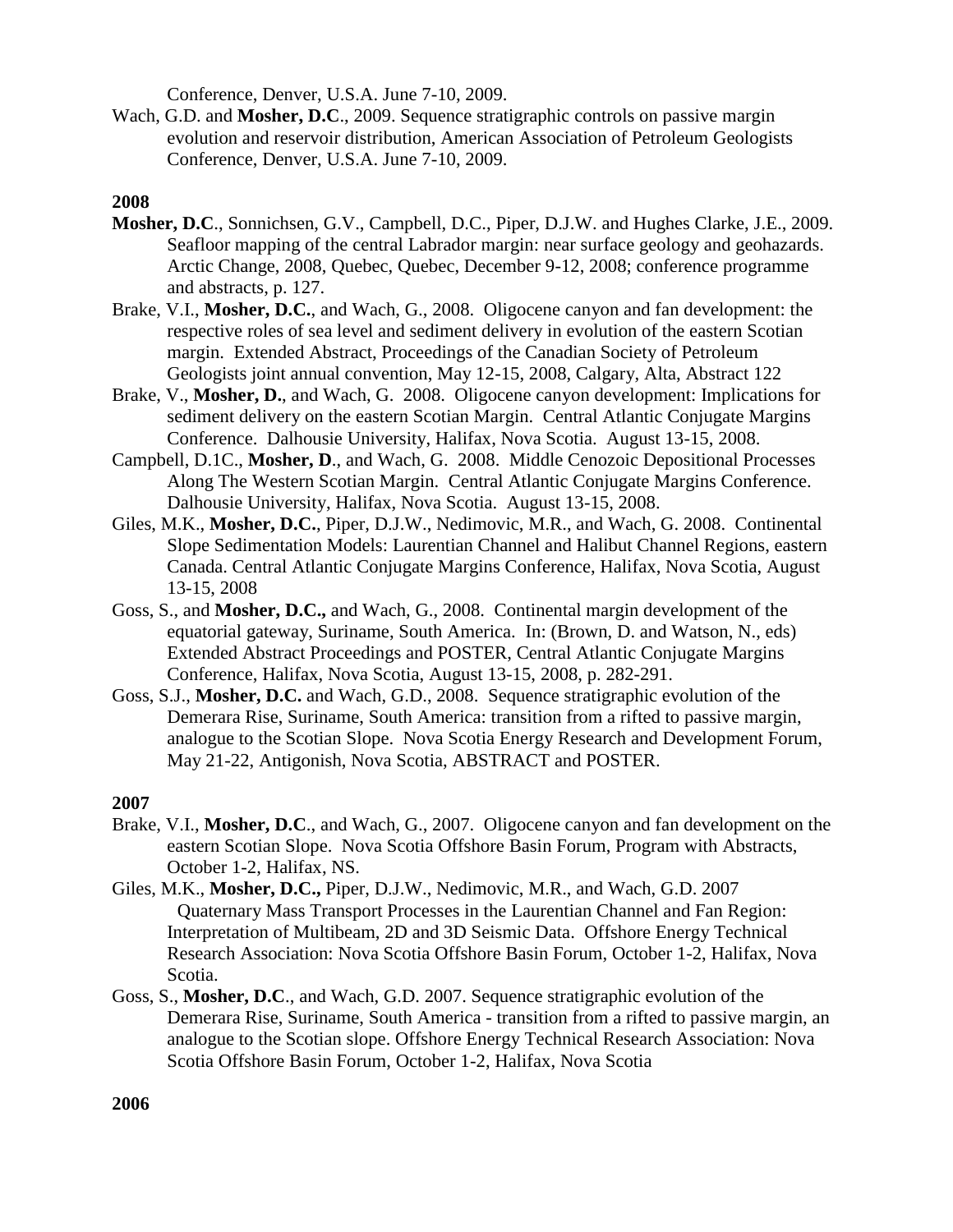Conference, Denver, U.S.A. June 7-10, 2009.

Wach, G.D. and **Mosher, D.C**., 2009. Sequence stratigraphic controls on passive margin evolution and reservoir distribution, American Association of Petroleum Geologists Conference, Denver, U.S.A. June 7-10, 2009.

**2008**

**Mosher, D.C**., Sonnichsen, G.V., Campbell, D.C., Piper, D.J.W. and Hughes Clarke, J.E., 2009. Seafloor mapping of the central Labrador margin: near surface geology and geohazards. Arctic Change, 2008, Quebec, Quebec, December 9-12, 2008; conference programme and abstracts, p. 127.

Brake, V.I., **Mosher, D.C.**, and Wach, G., 2008. Oligocene canyon and fan development: the respective roles of sea level and sediment delivery in evolution of the eastern Scotian margin. Extended Abstract, Proceedings of the Canadian Society of Petroleum Geologists joint annual convention, May 12-15, 2008, Calgary, Alta, Abstract 122

Brake, V., **Mosher, D.**, and Wach, G. 2008. Oligocene canyon development: Implications for sediment delivery on the eastern Scotian Margin. Central Atlantic Conjugate Margins Conference. Dalhousie University, Halifax, Nova Scotia. August 13-15, 2008.

Campbell, D.1C., **Mosher, D**., and Wach, G. 2008. Middle Cenozoic Depositional Processes Along The Western Scotian Margin. Central Atlantic Conjugate Margins Conference. Dalhousie University, Halifax, Nova Scotia. August 13-15, 2008.

Giles, M.K., **Mosher, D.C.**, Piper, D.J.W., Nedimovic, M.R., and Wach, G. 2008. Continental Slope Sedimentation Models: Laurentian Channel and Halibut Channel Regions, eastern Canada. Central Atlantic Conjugate Margins Conference, Halifax, Nova Scotia, August 13-15, 2008

Goss, S., and **Mosher, D.C.,** and Wach, G., 2008. Continental margin development of the equatorial gateway, Suriname, South America. In: (Brown, D. and Watson, N., eds) Extended Abstract Proceedings and POSTER, Central Atlantic Conjugate Margins Conference, Halifax, Nova Scotia, August 13-15, 2008, p. 282-291.

Goss, S.J., **Mosher, D.C.** and Wach, G.D., 2008. Sequence stratigraphic evolution of the Demerara Rise, Suriname, South America: transition from a rifted to passive margin, analogue to the Scotian Slope. Nova Scotia Energy Research and Development Forum, May 21-22, Antigonish, Nova Scotia, ABSTRACT and POSTER.

**2007**

Brake, V.I., **Mosher, D.C**., and Wach, G., 2007. Oligocene canyon and fan development on the eastern Scotian Slope. Nova Scotia Offshore Basin Forum, Program with Abstracts, October 1-2, Halifax, NS.

Giles, M.K., **Mosher, D.C.,** Piper, D.J.W., Nedimovic, M.R., and Wach, G.D. 2007 Quaternary Mass Transport Processes in the Laurentian Channel and Fan Region: Interpretation of Multibeam, 2D and 3D Seismic Data. Offshore Energy Technical Research Association: Nova Scotia Offshore Basin Forum, October 1-2, Halifax, Nova Scotia.

Goss, S., **Mosher, D.C**., and Wach, G.D. 2007. Sequence stratigraphic evolution of the Demerara Rise, Suriname, South America - transition from a rifted to passive margin, an analogue to the Scotian slope. Offshore Energy Technical Research Association: Nova Scotia Offshore Basin Forum, October 1-2, Halifax, Nova Scotia

**2006**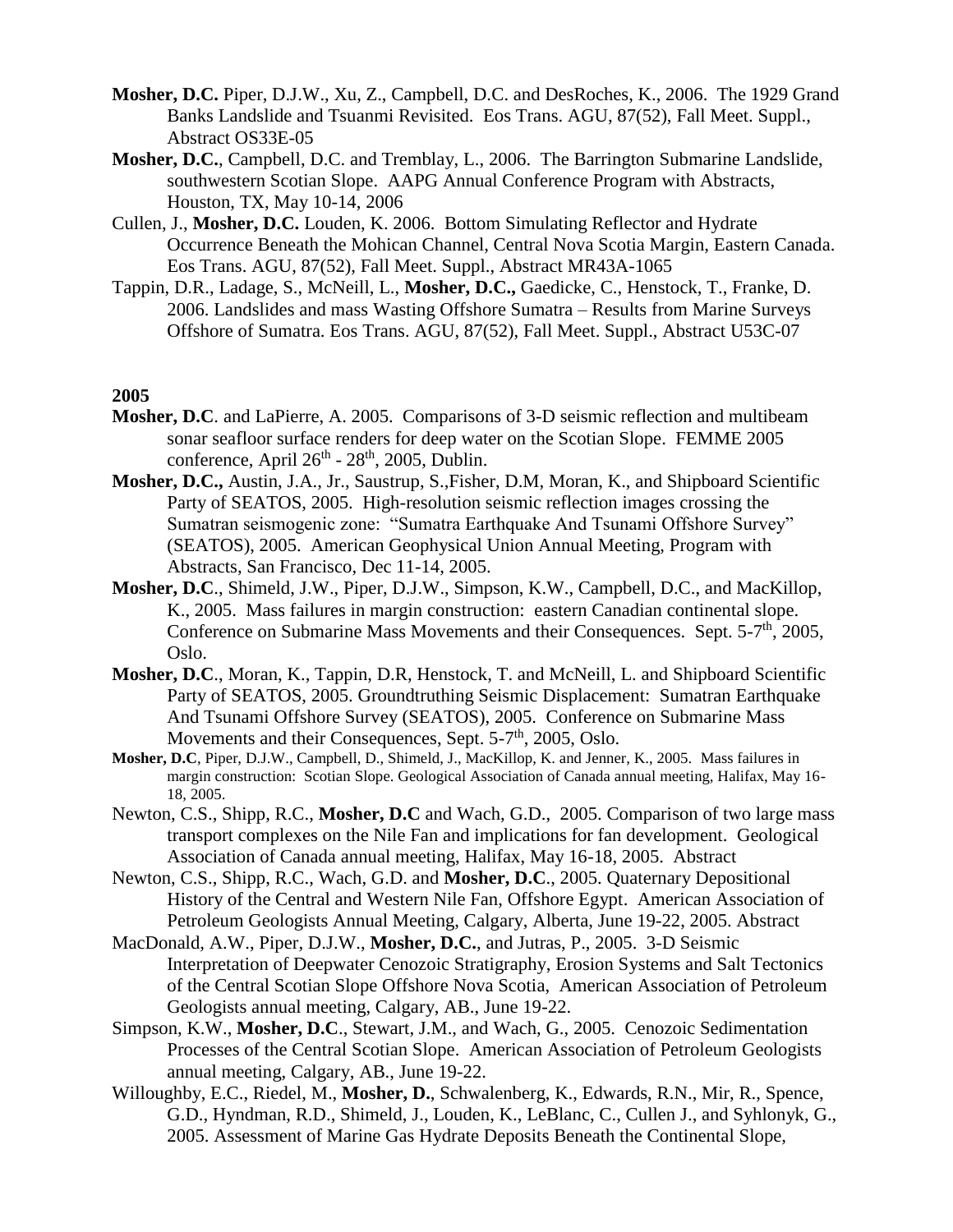**Mosher, D.C.** Piper, D.J.W., Xu, Z., Campbell, D.C. and DesRoches, K., 2006. The 1929 Grand Banks Landslide and Tsuanmi Revisited. Eos Trans. AGU, 87(52), Fall Meet. Suppl., Abstract OS33E-05

**Mosher, D.C.**, Campbell, D.C. and Tremblay, L., 2006. The Barrington Submarine Landslide, southwestern Scotian Slope. AAPG Annual Conference Program with Abstracts, Houston, TX, May 10-14, 2006

Cullen, J., **Mosher, D.C.** Louden, K. 2006. Bottom Simulating Reflector and Hydrate Occurrence Beneath the Mohican Channel, Central Nova Scotia Margin, Eastern Canada. Eos Trans. AGU, 87(52), Fall Meet. Suppl., Abstract MR43A-1065

Tappin, D.R., Ladage, S., McNeill, L., **Mosher, D.C.,** Gaedicke, C., Henstock, T., Franke, D. 2006. Landslides and mass Wasting Offshore Sumatra – Results from Marine Surveys Offshore of Sumatra. Eos Trans. AGU, 87(52), Fall Meet. Suppl., Abstract U53C-07

**2005**

**Mosher, D.C**. and LaPierre, A. 2005. Comparisons of 3-D seismic reflection and multibeam sonar seafloor surface renders for deep water on the Scotian Slope. FEMME 2005 conference, April 26th - 28th, 2005, Dublin.

**Mosher, D.C.,** Austin, J.A., Jr., Saustrup, S.,Fisher, D.M, Moran, K., and Shipboard Scientific Party of SEATOS, 2005. High-resolution seismic reflection images crossing the Sumatran seismogenic zone: "Sumatra Earthquake And Tsunami Offshore Survey" (SEATOS), 2005. American Geophysical Union Annual Meeting, Program with Abstracts, San Francisco, Dec 11-14, 2005.

**Mosher, D.C**., Shimeld, J.W., Piper, D.J.W., Simpson, K.W., Campbell, D.C., and MacKillop, K., 2005. Mass failures in margin construction: eastern Canadian continental slope. Conference on Submarine Mass Movements and their Consequences. Sept. 5-7th, 2005, Oslo.

**Mosher, D.C**., Moran, K., Tappin, D.R, Henstock, T. and McNeill, L. and Shipboard Scientific Party of SEATOS, 2005. Groundtruthing Seismic Displacement: Sumatran Earthquake And Tsunami Offshore Survey (SEATOS), 2005. Conference on Submarine Mass Movements and their Consequences, Sept. 5-7th, 2005, Oslo.

**Mosher, D.C**, Piper, D.J.W., Campbell, D., Shimeld, J., MacKillop, K. and Jenner, K., 2005. Mass failures in margin construction: Scotian Slope. Geological Association of Canada annual meeting, Halifax, May 16-18, 2005.

Newton, C.S., Shipp, R.C., **Mosher, D.C** and Wach, G.D., 2005. Comparison of two large mass transport complexes on the Nile Fan and implications for fan development. Geological Association of Canada annual meeting, Halifax, May 16-18, 2005. Abstract

Newton, C.S., Shipp, R.C., Wach, G.D. and **Mosher, D.C**., 2005. Quaternary Depositional History of the Central and Western Nile Fan, Offshore Egypt. American Association of Petroleum Geologists Annual Meeting, Calgary, Alberta, June 19-22, 2005. Abstract

MacDonald, A.W., Piper, D.J.W., **Mosher, D.C.**, and Jutras, P., 2005. 3-D Seismic Interpretation of Deepwater Cenozoic Stratigraphy, Erosion Systems and Salt Tectonics of the Central Scotian Slope Offshore Nova Scotia, American Association of Petroleum Geologists annual meeting, Calgary, AB., June 19-22.

Simpson, K.W., **Mosher, D.C**., Stewart, J.M., and Wach, G., 2005. Cenozoic Sedimentation Processes of the Central Scotian Slope. American Association of Petroleum Geologists annual meeting, Calgary, AB., June 19-22.

Willoughby, E.C., Riedel, M., **Mosher, D.**, Schwalenberg, K., Edwards, R.N., Mir, R., Spence, G.D., Hyndman, R.D., Shimeld, J., Louden, K., LeBlanc, C., Cullen J., and Syhlonyk, G., 2005. Assessment of Marine Gas Hydrate Deposits Beneath the Continental Slope,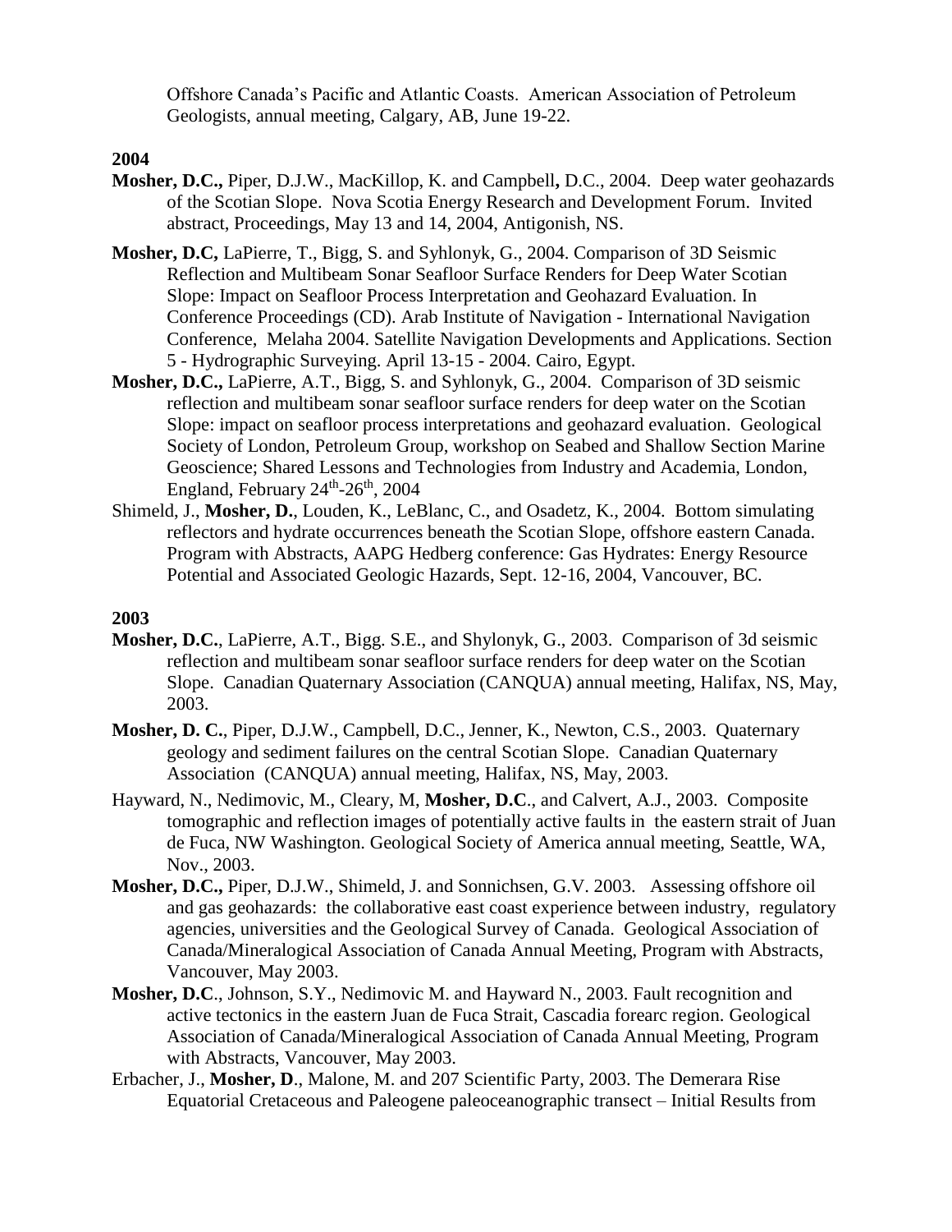Offshore Canada's Pacific and Atlantic Coasts. American Association of Petroleum Geologists, annual meeting, Calgary, AB, June 19-22.

**2004**

**Mosher, D.C.,** Piper, D.J.W., MacKillop, K. and Campbell**,** D.C., 2004. Deep water geohazards of the Scotian Slope. Nova Scotia Energy Research and Development Forum. Invited abstract, Proceedings, May 13 and 14, 2004, Antigonish, NS.

**Mosher, D.C,** LaPierre, T., Bigg, S. and Syhlonyk, G., 2004. Comparison of 3D Seismic Reflection and Multibeam Sonar Seafloor Surface Renders for Deep Water Scotian Slope: Impact on Seafloor Process Interpretation and Geohazard Evaluation. In Conference Proceedings (CD). Arab Institute of Navigation - International Navigation Conference, Melaha 2004. Satellite Navigation Developments and Applications. Section 5 - Hydrographic Surveying. April 13-15 - 2004. Cairo, Egypt.

**Mosher, D.C.,** LaPierre, A.T., Bigg, S. and Syhlonyk, G., 2004. Comparison of 3D seismic reflection and multibeam sonar seafloor surface renders for deep water on the Scotian Slope: impact on seafloor process interpretations and geohazard evaluation. Geological Society of London, Petroleum Group, workshop on Seabed and Shallow Section Marine Geoscience; Shared Lessons and Technologies from Industry and Academia, London, England, February 24th-26th, 2004

Shimeld, J., **Mosher, D.**, Louden, K., LeBlanc, C., and Osadetz, K., 2004. Bottom simulating reflectors and hydrate occurrences beneath the Scotian Slope, offshore eastern Canada. Program with Abstracts, AAPG Hedberg conference: Gas Hydrates: Energy Resource Potential and Associated Geologic Hazards, Sept. 12-16, 2004, Vancouver, BC.

**2003**

**Mosher, D.C.**, LaPierre, A.T., Bigg. S.E., and Shylonyk, G., 2003. Comparison of 3d seismic reflection and multibeam sonar seafloor surface renders for deep water on the Scotian Slope. Canadian Quaternary Association (CANQUA) annual meeting, Halifax, NS, May, 2003.

**Mosher, D. C.**, Piper, D.J.W., Campbell, D.C., Jenner, K., Newton, C.S., 2003. Quaternary geology and sediment failures on the central Scotian Slope. Canadian Quaternary Association (CANQUA) annual meeting, Halifax, NS, May, 2003.

Hayward, N., Nedimovic, M., Cleary, M, **Mosher, D.C**., and Calvert, A.J., 2003. Composite tomographic and reflection images of potentially active faults in the eastern strait of Juan de Fuca, NW Washington. Geological Society of America annual meeting, Seattle, WA, Nov., 2003.

**Mosher, D.C.,** Piper, D.J.W., Shimeld, J. and Sonnichsen, G.V. 2003. Assessing offshore oil and gas geohazards: the collaborative east coast experience between industry, regulatory agencies, universities and the Geological Survey of Canada. Geological Association of Canada/Mineralogical Association of Canada Annual Meeting, Program with Abstracts, Vancouver, May 2003.

**Mosher, D.C**., Johnson, S.Y., Nedimovic M. and Hayward N., 2003. Fault recognition and active tectonics in the eastern Juan de Fuca Strait, Cascadia forearc region. Geological Association of Canada/Mineralogical Association of Canada Annual Meeting, Program with Abstracts, Vancouver, May 2003.

Erbacher, J., **Mosher, D**., Malone, M. and 207 Scientific Party, 2003. The Demerara Rise Equatorial Cretaceous and Paleogene paleoceanographic transect – Initial Results from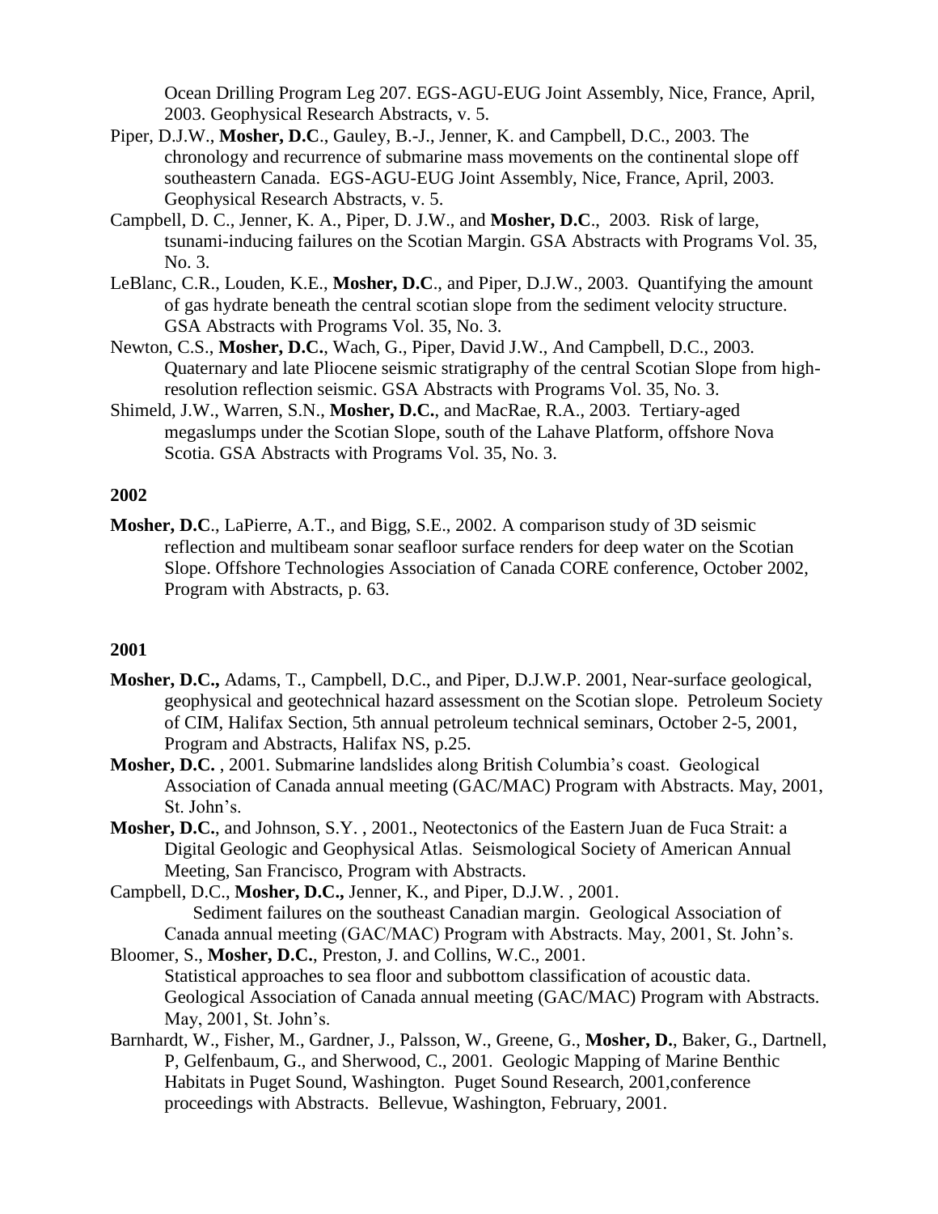Ocean Drilling Program Leg 207. EGS-AGU-EUG Joint Assembly, Nice, France, April, 2003. Geophysical Research Abstracts, v. 5.

Piper, D.J.W., **Mosher, D.C**., Gauley, B.-J., Jenner, K. and Campbell, D.C., 2003. The chronology and recurrence of submarine mass movements on the continental slope off southeastern Canada. EGS-AGU-EUG Joint Assembly, Nice, France, April, 2003. Geophysical Research Abstracts, v. 5.

Campbell, D. C., Jenner, K. A., Piper, D. J.W., and **Mosher, D.C**., 2003. Risk of large, tsunami-inducing failures on the Scotian Margin. GSA Abstracts with Programs Vol. 35, No. 3.

LeBlanc, C.R., Louden, K.E., **Mosher, D.C**., and Piper, D.J.W., 2003. Quantifying the amount of gas hydrate beneath the central scotian slope from the sediment velocity structure. GSA Abstracts with Programs Vol. 35, No. 3.

Newton, C.S., **Mosher, D.C.**, Wach, G., Piper, David J.W., And Campbell, D.C., 2003. Quaternary and late Pliocene seismic stratigraphy of the central Scotian Slope from high-resolution reflection seismic. GSA Abstracts with Programs Vol. 35, No. 3.

Shimeld, J.W., Warren, S.N., **Mosher, D.C.**, and MacRae, R.A., 2003. Tertiary-aged megaslumps under the Scotian Slope, south of the Lahave Platform, offshore Nova Scotia. GSA Abstracts with Programs Vol. 35, No. 3.

**2002**

**Mosher, D.C**., LaPierre, A.T., and Bigg, S.E., 2002. A comparison study of 3D seismic reflection and multibeam sonar seafloor surface renders for deep water on the Scotian Slope. Offshore Technologies Association of Canada CORE conference, October 2002, Program with Abstracts, p. 63.

**2001**

**Mosher, D.C.,** Adams, T., Campbell, D.C., and Piper, D.J.W.P. 2001, Near-surface geological, geophysical and geotechnical hazard assessment on the Scotian slope. Petroleum Society of CIM, Halifax Section, 5th annual petroleum technical seminars, October 2-5, 2001, Program and Abstracts, Halifax NS, p.25.

**Mosher, D.C.** , 2001. Submarine landslides along British Columbia's coast. Geological Association of Canada annual meeting (GAC/MAC) Program with Abstracts. May, 2001, St. John's.

**Mosher, D.C.**, and Johnson, S.Y. , 2001., Neotectonics of the Eastern Juan de Fuca Strait: a Digital Geologic and Geophysical Atlas. Seismological Society of American Annual Meeting, San Francisco, Program with Abstracts.

Campbell, D.C., **Mosher, D.C.,** Jenner, K., and Piper, D.J.W. , 2001. Sediment failures on the southeast Canadian margin. Geological Association of Canada annual meeting (GAC/MAC) Program with Abstracts. May, 2001, St. John's.

Bloomer, S., **Mosher, D.C.**, Preston, J. and Collins, W.C., 2001. Statistical approaches to sea floor and subbottom classification of acoustic data. Geological Association of Canada annual meeting (GAC/MAC) Program with Abstracts. May, 2001, St. John's.

Barnhardt, W., Fisher, M., Gardner, J., Palsson, W., Greene, G., **Mosher, D.**, Baker, G., Dartnell, P, Gelfenbaum, G., and Sherwood, C., 2001. Geologic Mapping of Marine Benthic Habitats in Puget Sound, Washington. Puget Sound Research, 2001,conference proceedings with Abstracts. Bellevue, Washington, February, 2001.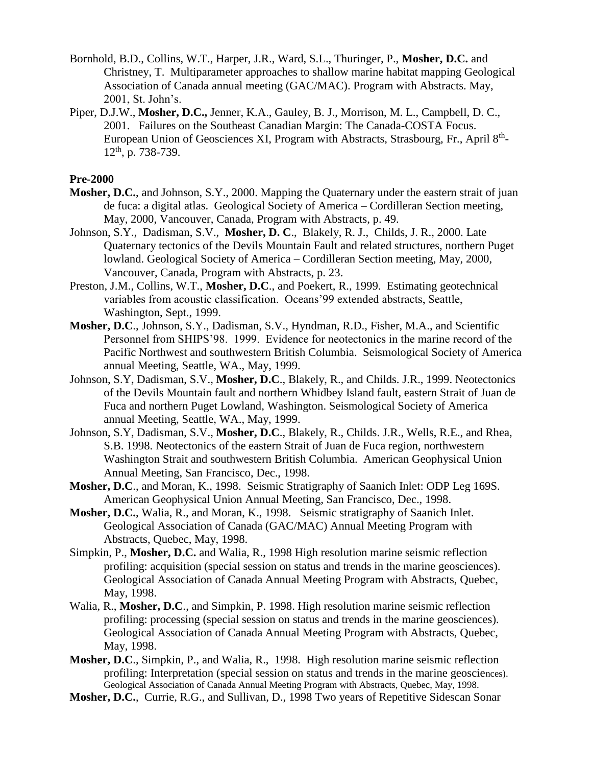- Bornhold, B.D., Collins, W.T., Harper, J.R., Ward, S.L., Thuringer, P., **Mosher, D.C.** and Christney, T. Multiparameter approaches to shallow marine habitat mapping Geological Association of Canada annual meeting (GAC/MAC). Program with Abstracts. May, 2001, St. John's.
- Piper, D.J.W., **Mosher, D.C.,** Jenner, K.A., Gauley, B. J., Morrison, M. L., Campbell, D. C., 2001. Failures on the Southeast Canadian Margin: The Canada-COSTA Focus. European Union of Geosciences XI, Program with Abstracts, Strasbourg, Fr., April 8th-12th, p. 738-739.

**Pre-2000**

- **Mosher, D.C.**, and Johnson, S.Y., 2000. Mapping the Quaternary under the eastern strait of juan de fuca: a digital atlas. Geological Society of America – Cordilleran Section meeting, May, 2000, Vancouver, Canada, Program with Abstracts, p. 49.
- Johnson, S.Y., Dadisman, S.V., **Mosher, D. C**., Blakely, R. J., Childs, J. R., 2000. Late Quaternary tectonics of the Devils Mountain Fault and related structures, northern Puget lowland. Geological Society of America – Cordilleran Section meeting, May, 2000, Vancouver, Canada, Program with Abstracts, p. 23.
- Preston, J.M., Collins, W.T., **Mosher, D.C**., and Poekert, R., 1999. Estimating geotechnical variables from acoustic classification. Oceans'99 extended abstracts, Seattle, Washington, Sept., 1999.
- **Mosher, D.C**., Johnson, S.Y., Dadisman, S.V., Hyndman, R.D., Fisher, M.A., and Scientific Personnel from SHIPS'98. 1999. Evidence for neotectonics in the marine record of the Pacific Northwest and southwestern British Columbia. Seismological Society of America annual Meeting, Seattle, WA., May, 1999.
- Johnson, S.Y, Dadisman, S.V., **Mosher, D.C**., Blakely, R., and Childs. J.R., 1999. Neotectonics of the Devils Mountain fault and northern Whidbey Island fault, eastern Strait of Juan de Fuca and northern Puget Lowland, Washington. Seismological Society of America annual Meeting, Seattle, WA., May, 1999.
- Johnson, S.Y, Dadisman, S.V., **Mosher, D.C**., Blakely, R., Childs. J.R., Wells, R.E., and Rhea, S.B. 1998. Neotectonics of the eastern Strait of Juan de Fuca region, northwestern Washington Strait and southwestern British Columbia. American Geophysical Union Annual Meeting, San Francisco, Dec., 1998.
- **Mosher, D.C**., and Moran, K., 1998. Seismic Stratigraphy of Saanich Inlet: ODP Leg 169S. American Geophysical Union Annual Meeting, San Francisco, Dec., 1998.
- **Mosher, D.C.**, Walia, R., and Moran, K., 1998. Seismic stratigraphy of Saanich Inlet. Geological Association of Canada (GAC/MAC) Annual Meeting Program with Abstracts, Quebec, May, 1998.
- Simpkin, P., **Mosher, D.C.** and Walia, R., 1998 High resolution marine seismic reflection profiling: acquisition (special session on status and trends in the marine geosciences). Geological Association of Canada Annual Meeting Program with Abstracts, Quebec, May, 1998.
- Walia, R., **Mosher, D.C**., and Simpkin, P. 1998. High resolution marine seismic reflection profiling: processing (special session on status and trends in the marine geosciences). Geological Association of Canada Annual Meeting Program with Abstracts, Quebec, May, 1998.
- **Mosher, D.C**., Simpkin, P., and Walia, R., 1998. High resolution marine seismic reflection profiling: Interpretation (special session on status and trends in the marine geosciences). Geological Association of Canada Annual Meeting Program with Abstracts, Quebec, May, 1998.
- **Mosher, D.C.**, Currie, R.G., and Sullivan, D., 1998 Two years of Repetitive Sidescan Sonar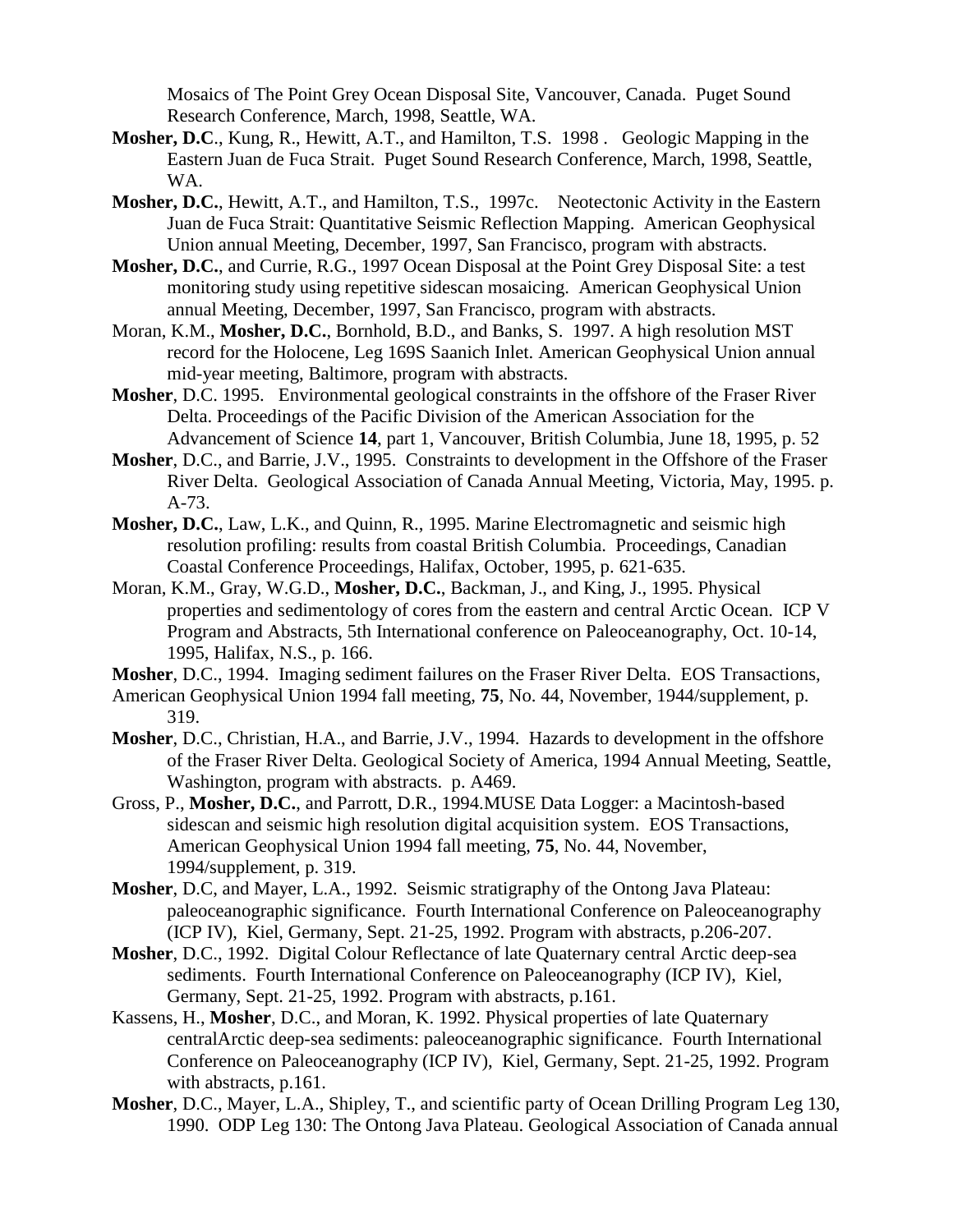Mosaics of The Point Grey Ocean Disposal Site, Vancouver, Canada. Puget Sound Research Conference, March, 1998, Seattle, WA.

**Mosher, D.C**., Kung, R., Hewitt, A.T., and Hamilton, T.S. 1998 . Geologic Mapping in the Eastern Juan de Fuca Strait. Puget Sound Research Conference, March, 1998, Seattle, WA.

**Mosher, D.C.**, Hewitt, A.T., and Hamilton, T.S., 1997c. Neotectonic Activity in the Eastern Juan de Fuca Strait: Quantitative Seismic Reflection Mapping. American Geophysical Union annual Meeting, December, 1997, San Francisco, program with abstracts.

**Mosher, D.C.**, and Currie, R.G., 1997 Ocean Disposal at the Point Grey Disposal Site: a test monitoring study using repetitive sidescan mosaicing. American Geophysical Union annual Meeting, December, 1997, San Francisco, program with abstracts.

Moran, K.M., **Mosher, D.C.**, Bornhold, B.D., and Banks, S. 1997. A high resolution MST record for the Holocene, Leg 169S Saanich Inlet. American Geophysical Union annual mid-year meeting, Baltimore, program with abstracts.

**Mosher**, D.C. 1995. Environmental geological constraints in the offshore of the Fraser River Delta. Proceedings of the Pacific Division of the American Association for the Advancement of Science **14**, part 1, Vancouver, British Columbia, June 18, 1995, p. 52

**Mosher**, D.C., and Barrie, J.V., 1995. Constraints to development in the Offshore of the Fraser River Delta. Geological Association of Canada Annual Meeting, Victoria, May, 1995. p. A-73.

**Mosher, D.C.**, Law, L.K., and Quinn, R., 1995. Marine Electromagnetic and seismic high resolution profiling: results from coastal British Columbia. Proceedings, Canadian Coastal Conference Proceedings, Halifax, October, 1995, p. 621-635.

Moran, K.M., Gray, W.G.D., **Mosher, D.C.**, Backman, J., and King, J., 1995. Physical properties and sedimentology of cores from the eastern and central Arctic Ocean. ICP V Program and Abstracts, 5th International conference on Paleoceanography, Oct. 10-14, 1995, Halifax, N.S., p. 166.

**Mosher**, D.C., 1994. Imaging sediment failures on the Fraser River Delta. EOS Transactions, American Geophysical Union 1994 fall meeting, **75**, No. 44, November, 1944/supplement, p. 319.

**Mosher**, D.C., Christian, H.A., and Barrie, J.V., 1994. Hazards to development in the offshore of the Fraser River Delta. Geological Society of America, 1994 Annual Meeting, Seattle, Washington, program with abstracts. p. A469.

Gross, P., **Mosher, D.C.**, and Parrott, D.R., 1994.MUSE Data Logger: a Macintosh-based sidescan and seismic high resolution digital acquisition system. EOS Transactions, American Geophysical Union 1994 fall meeting, **75**, No. 44, November, 1994/supplement, p. 319.

**Mosher**, D.C, and Mayer, L.A., 1992. Seismic stratigraphy of the Ontong Java Plateau: paleoceanographic significance. Fourth International Conference on Paleoceanography (ICP IV), Kiel, Germany, Sept. 21-25, 1992. Program with abstracts, p.206-207.

**Mosher**, D.C., 1992. Digital Colour Reflectance of late Quaternary central Arctic deep-sea sediments. Fourth International Conference on Paleoceanography (ICP IV), Kiel, Germany, Sept. 21-25, 1992. Program with abstracts, p.161.

Kassens, H., **Mosher**, D.C., and Moran, K. 1992. Physical properties of late Quaternary centralArctic deep-sea sediments: paleoceanographic significance. Fourth International Conference on Paleoceanography (ICP IV), Kiel, Germany, Sept. 21-25, 1992. Program with abstracts, p.161.

**Mosher**, D.C., Mayer, L.A., Shipley, T., and scientific party of Ocean Drilling Program Leg 130, 1990. ODP Leg 130: The Ontong Java Plateau. Geological Association of Canada annual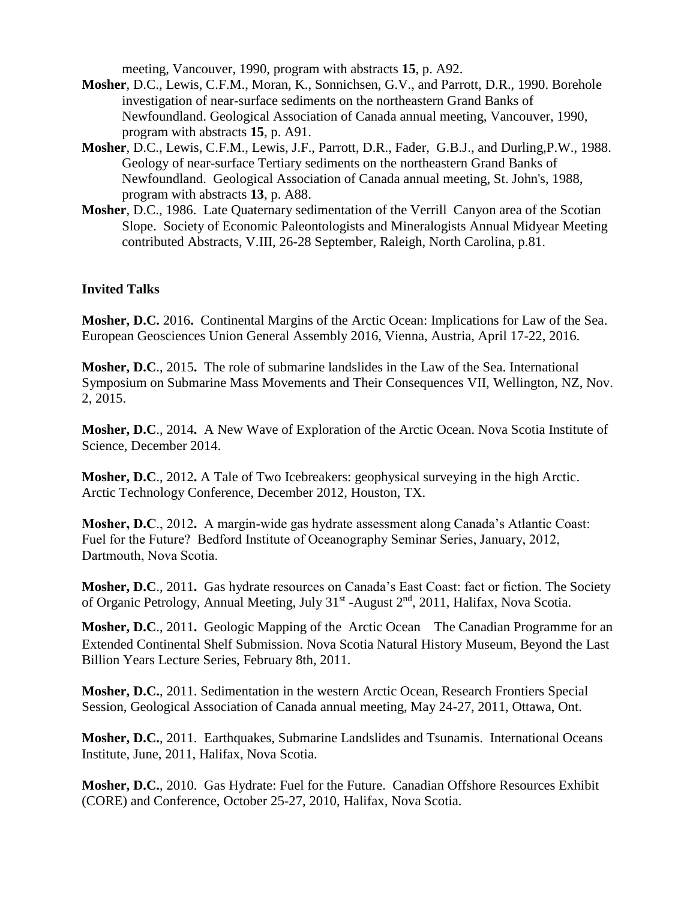meeting, Vancouver, 1990, program with abstracts **15**, p. A92.

**Mosher**, D.C., Lewis, C.F.M., Moran, K., Sonnichsen, G.V., and Parrott, D.R., 1990. Borehole investigation of near-surface sediments on the northeastern Grand Banks of Newfoundland. Geological Association of Canada annual meeting, Vancouver, 1990, program with abstracts **15**, p. A91.

**Mosher**, D.C., Lewis, C.F.M., Lewis, J.F., Parrott, D.R., Fader, G.B.J., and Durling,P.W., 1988. Geology of near-surface Tertiary sediments on the northeastern Grand Banks of Newfoundland. Geological Association of Canada annual meeting, St. John's, 1988, program with abstracts **13**, p. A88.

**Mosher**, D.C., 1986. Late Quaternary sedimentation of the Verrill Canyon area of the Scotian Slope. Society of Economic Paleontologists and Mineralogists Annual Midyear Meeting contributed Abstracts, V.III, 26-28 September, Raleigh, North Carolina, p.81.

### Invited Talks

**Mosher, D.C.** 2016**.** Continental Margins of the Arctic Ocean: Implications for Law of the Sea. European Geosciences Union General Assembly 2016, Vienna, Austria, April 17-22, 2016.

**Mosher, D.C**., 2015**.** The role of submarine landslides in the Law of the Sea. International Symposium on Submarine Mass Movements and Their Consequences VII, Wellington, NZ, Nov. 2, 2015.

**Mosher, D.C**., 2014**.** A New Wave of Exploration of the Arctic Ocean. Nova Scotia Institute of Science, December 2014.

**Mosher, D.C**., 2012**.** A Tale of Two Icebreakers: geophysical surveying in the high Arctic. Arctic Technology Conference, December 2012, Houston, TX.

**Mosher, D.C**., 2012**.** A margin-wide gas hydrate assessment along Canada's Atlantic Coast: Fuel for the Future? Bedford Institute of Oceanography Seminar Series, January, 2012, Dartmouth, Nova Scotia.

**Mosher, D.C**., 2011**.** Gas hydrate resources on Canada's East Coast: fact or fiction. The Society of Organic Petrology, Annual Meeting, July 31st -August 2nd, 2011, Halifax, Nova Scotia.

**Mosher, D.C**., 2011**.** Geologic Mapping of the Arctic Ocean The Canadian Programme for an Extended Continental Shelf Submission. Nova Scotia Natural History Museum, Beyond the Last Billion Years Lecture Series, February 8th, 2011.

**Mosher, D.C.**, 2011. Sedimentation in the western Arctic Ocean, Research Frontiers Special Session, Geological Association of Canada annual meeting, May 24-27, 2011, Ottawa, Ont.

**Mosher, D.C.**, 2011. Earthquakes, Submarine Landslides and Tsunamis. International Oceans Institute, June, 2011, Halifax, Nova Scotia.

**Mosher, D.C.**, 2010. Gas Hydrate: Fuel for the Future. Canadian Offshore Resources Exhibit (CORE) and Conference, October 25-27, 2010, Halifax, Nova Scotia.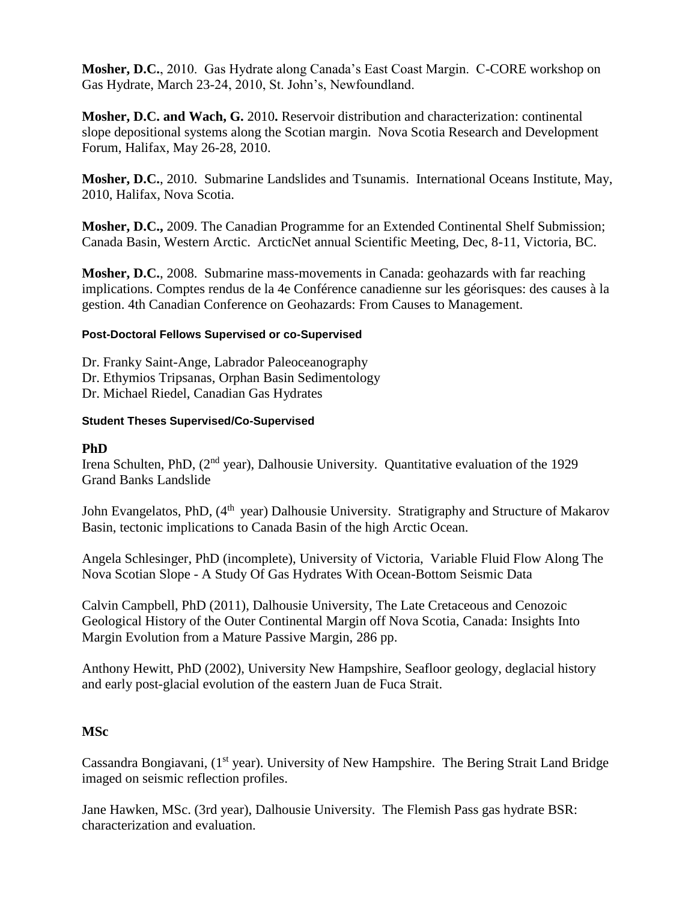**Mosher, D.C.**, 2010. Gas Hydrate along Canada's East Coast Margin. C-CORE workshop on Gas Hydrate, March 23-24, 2010, St. John's, Newfoundland.

**Mosher, D.C. and Wach, G.** 2010**.** Reservoir distribution and characterization: continental slope depositional systems along the Scotian margin. Nova Scotia Research and Development Forum, Halifax, May 26-28, 2010.

**Mosher, D.C.**, 2010. Submarine Landslides and Tsunamis. International Oceans Institute, May, 2010, Halifax, Nova Scotia.

**Mosher, D.C.,** 2009. The Canadian Programme for an Extended Continental Shelf Submission; Canada Basin, Western Arctic. ArcticNet annual Scientific Meeting, Dec, 8-11, Victoria, BC.

**Mosher, D.C.**, 2008. Submarine mass-movements in Canada: geohazards with far reaching implications. Comptes rendus de la 4e Conférence canadienne sur les géorisques: des causes à la gestion. 4th Canadian Conference on Geohazards: From Causes to Management.

#### Post-Doctoral Fellows Supervised or co-Supervised

Dr. Franky Saint-Ange, Labrador Paleoceanography
Dr. Ethymios Tripsanas, Orphan Basin Sedimentology
Dr. Michael Riedel, Canadian Gas Hydrates

#### Student Theses Supervised/Co-Supervised

### PhD

Irena Schulten, PhD, (2nd year), Dalhousie University. Quantitative evaluation of the 1929 Grand Banks Landslide

John Evangelatos, PhD, (4th year) Dalhousie University. Stratigraphy and Structure of Makarov Basin, tectonic implications to Canada Basin of the high Arctic Ocean.

Angela Schlesinger, PhD (incomplete), University of Victoria, Variable Fluid Flow Along The Nova Scotian Slope - A Study Of Gas Hydrates With Ocean-Bottom Seismic Data

Calvin Campbell, PhD (2011), Dalhousie University, The Late Cretaceous and Cenozoic Geological History of the Outer Continental Margin off Nova Scotia, Canada: Insights Into Margin Evolution from a Mature Passive Margin, 286 pp.

Anthony Hewitt, PhD (2002), University New Hampshire, Seafloor geology, deglacial history and early post-glacial evolution of the eastern Juan de Fuca Strait.

### MSc

Cassandra Bongiavani, (1st year). University of New Hampshire. The Bering Strait Land Bridge imaged on seismic reflection profiles.

Jane Hawken, MSc. (3rd year), Dalhousie University. The Flemish Pass gas hydrate BSR: characterization and evaluation.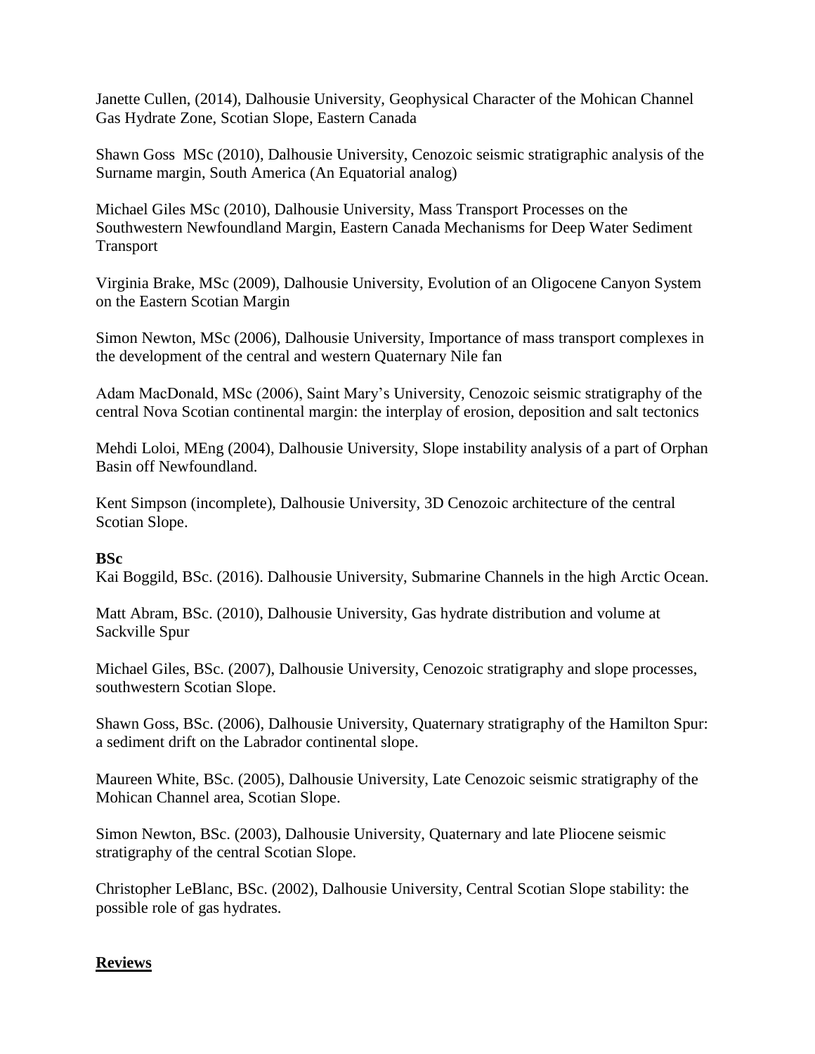Janette Cullen, (2014), Dalhousie University, Geophysical Character of the Mohican Channel Gas Hydrate Zone, Scotian Slope, Eastern Canada

Shawn Goss  MSc (2010), Dalhousie University, Cenozoic seismic stratigraphic analysis of the Surname margin, South America (An Equatorial analog)

Michael Giles MSc (2010), Dalhousie University, Mass Transport Processes on the Southwestern Newfoundland Margin, Eastern Canada Mechanisms for Deep Water Sediment Transport

Virginia Brake, MSc (2009), Dalhousie University, Evolution of an Oligocene Canyon System on the Eastern Scotian Margin

Simon Newton, MSc (2006), Dalhousie University, Importance of mass transport complexes in the development of the central and western Quaternary Nile fan

Adam MacDonald, MSc (2006), Saint Mary's University, Cenozoic seismic stratigraphy of the central Nova Scotian continental margin: the interplay of erosion, deposition and salt tectonics

Mehdi Loloi, MEng (2004), Dalhousie University, Slope instability analysis of a part of Orphan Basin off Newfoundland.

Kent Simpson (incomplete), Dalhousie University, 3D Cenozoic architecture of the central Scotian Slope.

**BSc**

Kai Boggild, BSc. (2016). Dalhousie University, Submarine Channels in the high Arctic Ocean.

Matt Abram, BSc. (2010), Dalhousie University, Gas hydrate distribution and volume at Sackville Spur

Michael Giles, BSc. (2007), Dalhousie University, Cenozoic stratigraphy and slope processes, southwestern Scotian Slope.

Shawn Goss, BSc. (2006), Dalhousie University, Quaternary stratigraphy of the Hamilton Spur: a sediment drift on the Labrador continental slope.

Maureen White, BSc. (2005), Dalhousie University, Late Cenozoic seismic stratigraphy of the Mohican Channel area, Scotian Slope.

Simon Newton, BSc. (2003), Dalhousie University, Quaternary and late Pliocene seismic stratigraphy of the central Scotian Slope.

Christopher LeBlanc, BSc. (2002), Dalhousie University, Central Scotian Slope stability: the possible role of gas hydrates.

## Reviews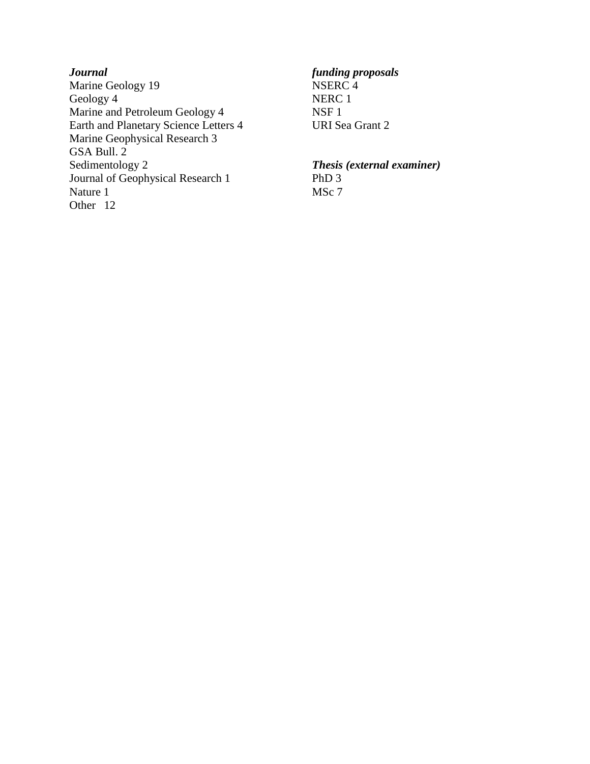***Journal***
Marine Geology 19
Geology 4
Marine and Petroleum Geology 4
Earth and Planetary Science Letters 4
Marine Geophysical Research 3
GSA Bull. 2
Sedimentology 2
Journal of Geophysical Research 1
Nature 1
Other 12

***funding proposals***
NSERC 4
NERC 1
NSF 1
URI Sea Grant 2

***Thesis (external examiner)***
PhD 3
MSc 7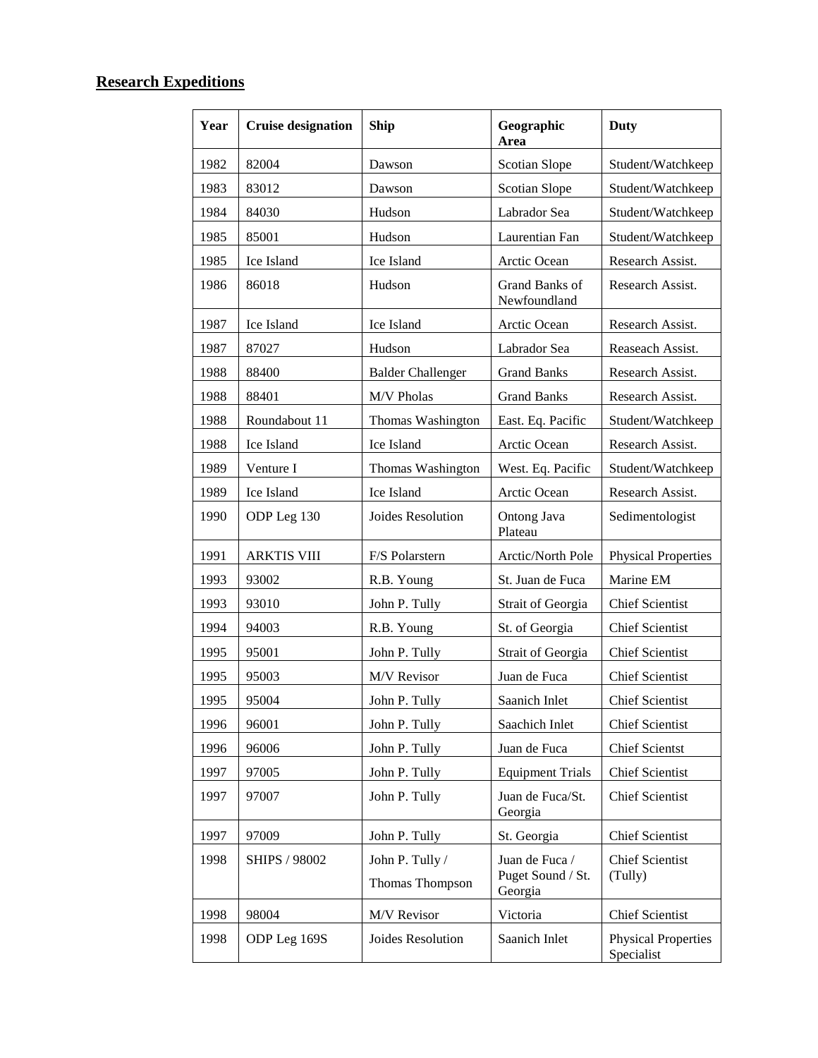## Research Expeditions

| Year | Cruise designation | Ship | Geographic Area | Duty |
|---|---|---|---|---|
| 1982 | 82004 | Dawson | Scotian Slope | Student/Watchkeep |
| 1983 | 83012 | Dawson | Scotian Slope | Student/Watchkeep |
| 1984 | 84030 | Hudson | Labrador Sea | Student/Watchkeep |
| 1985 | 85001 | Hudson | Laurentian Fan | Student/Watchkeep |
| 1985 | Ice Island | Ice Island | Arctic Ocean | Research Assist. |
| 1986 | 86018 | Hudson | Grand Banks of Newfoundland | Research Assist. |
| 1987 | Ice Island | Ice Island | Arctic Ocean | Research Assist. |
| 1987 | 87027 | Hudson | Labrador Sea | Reaseach Assist. |
| 1988 | 88400 | Balder Challenger | Grand Banks | Research Assist. |
| 1988 | 88401 | M/V Pholas | Grand Banks | Research Assist. |
| 1988 | Roundabout 11 | Thomas Washington | East. Eq. Pacific | Student/Watchkeep |
| 1988 | Ice Island | Ice Island | Arctic Ocean | Research Assist. |
| 1989 | Venture I | Thomas Washington | West. Eq. Pacific | Student/Watchkeep |
| 1989 | Ice Island | Ice Island | Arctic Ocean | Research Assist. |
| 1990 | ODP Leg 130 | Joides Resolution | Ontong Java Plateau | Sedimentologist |
| 1991 | ARKTIS VIII | F/S Polarstern | Arctic/North Pole | Physical Properties |
| 1993 | 93002 | R.B. Young | St. Juan de Fuca | Marine EM |
| 1993 | 93010 | John P. Tully | Strait of Georgia | Chief Scientist |
| 1994 | 94003 | R.B. Young | St. of Georgia | Chief Scientist |
| 1995 | 95001 | John P. Tully | Strait of Georgia | Chief Scientist |
| 1995 | 95003 | M/V Revisor | Juan de Fuca | Chief Scientist |
| 1995 | 95004 | John P. Tully | Saanich Inlet | Chief Scientist |
| 1996 | 96001 | John P. Tully | Saachich Inlet | Chief Scientist |
| 1996 | 96006 | John P. Tully | Juan de Fuca | Chief Scientst |
| 1997 | 97005 | John P. Tully | Equipment Trials | Chief Scientist |
| 1997 | 97007 | John P. Tully | Juan de Fuca/St. Georgia | Chief Scientist |
| 1997 | 97009 | John P. Tully | St. Georgia | Chief Scientist |
| 1998 | SHIPS / 98002 | John P. Tully / Thomas Thompson | Juan de Fuca / Puget Sound / St. Georgia | Chief Scientist (Tully) |
| 1998 | 98004 | M/V Revisor | Victoria | Chief Scientist |
| 1998 | ODP Leg 169S | Joides Resolution | Saanich Inlet | Physical Properties Specialist |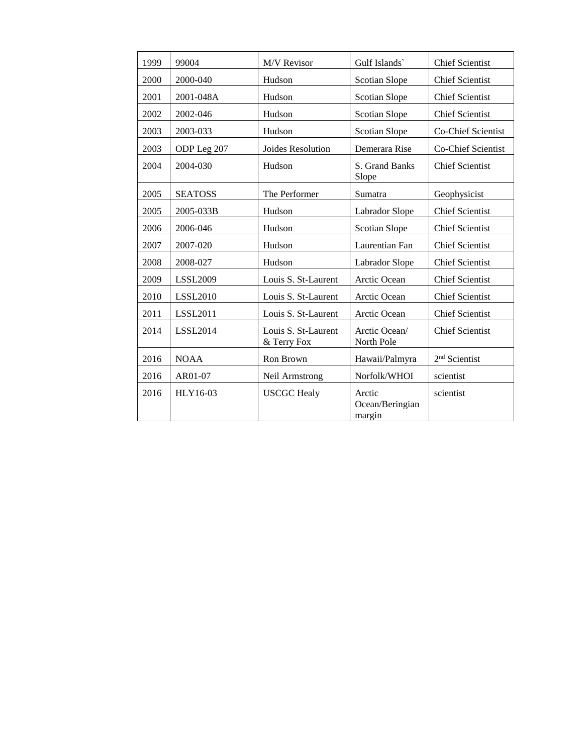| | | | | |
|---|---|---|---|---|
| 1999 | 99004 | M/V Revisor | Gulf Islands` | Chief Scientist |
| 2000 | 2000-040 | Hudson | Scotian Slope | Chief Scientist |
| 2001 | 2001-048A | Hudson | Scotian Slope | Chief Scientist |
| 2002 | 2002-046 | Hudson | Scotian Slope | Chief Scientist |
| 2003 | 2003-033 | Hudson | Scotian Slope | Co-Chief Scientist |
| 2003 | ODP Leg 207 | Joides Resolution | Demerara Rise | Co-Chief Scientist |
| 2004 | 2004-030 | Hudson | S. Grand Banks Slope | Chief Scientist |
| 2005 | SEATOSS | The Performer | Sumatra | Geophysicist |
| 2005 | 2005-033B | Hudson | Labrador Slope | Chief Scientist |
| 2006 | 2006-046 | Hudson | Scotian Slope | Chief Scientist |
| 2007 | 2007-020 | Hudson | Laurentian Fan | Chief Scientist |
| 2008 | 2008-027 | Hudson | Labrador Slope | Chief Scientist |
| 2009 | LSSL2009 | Louis S. St-Laurent | Arctic Ocean | Chief Scientist |
| 2010 | LSSL2010 | Louis S. St-Laurent | Arctic Ocean | Chief Scientist |
| 2011 | LSSL2011 | Louis S. St-Laurent | Arctic Ocean | Chief Scientist |
| 2014 | LSSL2014 | Louis S. St-Laurent & Terry Fox | Arctic Ocean/ North Pole | Chief Scientist |
| 2016 | NOAA | Ron Brown | Hawaii/Palmyra | 2nd Scientist |
| 2016 | AR01-07 | Neil Armstrong | Norfolk/WHOI | scientist |
| 2016 | HLY16-03 | USCGC Healy | Arctic Ocean/Beringian margin | scientist |